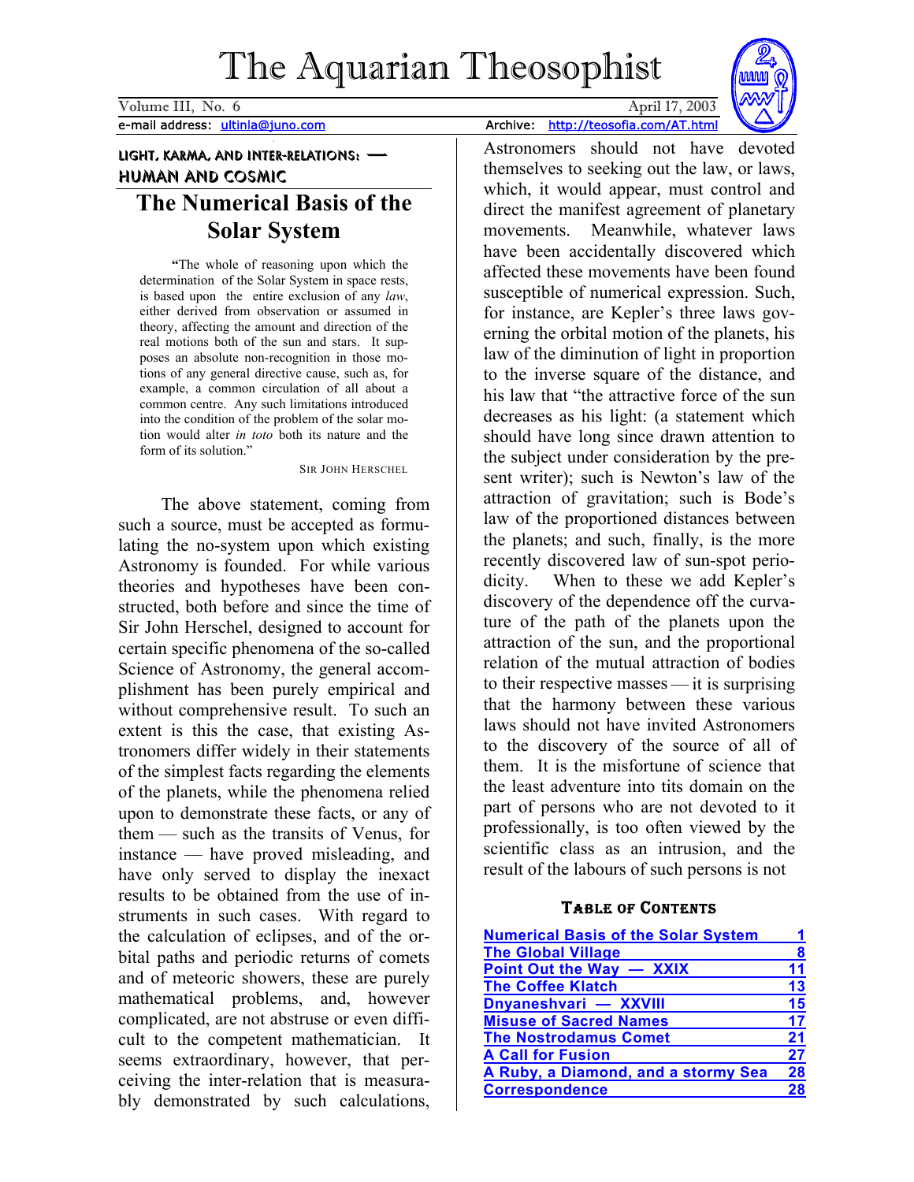# The Aquarian Theosophist

Volume III, No. 6 April 17, 2003

e-mail address: ultinla@juno.com Archive: http://teosofia.com/AT.html

LIGHT, KARMA, AND INTER-RELATIONS: — HUMAN AND COSMIC

## The Numerical Basis of the Solar System

"The whole of reasoning upon which the determination of the Solar System in space rests, is based upon the entire exclusion of any *law*, either derived from observation or assumed in theory, affecting the amount and direction of the real motions both of the sun and stars. It supposes an absolute non-recognition in those motions of any general directive cause, such as, for example, a common circulation of all about a common centre. Any such limitations introduced into the condition of the problem of the solar motion would alter *in toto* both its nature and the form of its solution."

SIR JOHN HERSCHEL

The above statement, coming from such a source, must be accepted as formulating the no-system upon which existing Astronomy is founded. For while various theories and hypotheses have been constructed, both before and since the time of Sir John Herschel, designed to account for certain specific phenomena of the so-called Science of Astronomy, the general accomplishment has been purely empirical and without comprehensive result. To such an extent is this the case, that existing Astronomers differ widely in their statements of the simplest facts regarding the elements of the planets, while the phenomena relied upon to demonstrate these facts, or any of them — such as the transits of Venus, for instance — have proved misleading, and have only served to display the inexact results to be obtained from the use of instruments in such cases. With regard to the calculation of eclipses, and of the orbital paths and periodic returns of comets and of meteoric showers, these are purely mathematical problems, and, however complicated, are not abstruse or even difficult to the competent mathematician. It seems extraordinary, however, that perceiving the inter-relation that is measurably demonstrated by such calculations, Astronomers should not have devoted themselves to seeking out the law, or laws, which, it would appear, must control and direct the manifest agreement of planetary movements. Meanwhile, whatever laws have been accidentally discovered which affected these movements have been found susceptible of numerical expression. Such, for instance, are Kepler's three laws governing the orbital motion of the planets, his law of the diminution of light in proportion to the inverse square of the distance, and his law that "the attractive force of the sun decreases as his light: (a statement which should have long since drawn attention to the subject under consideration by the present writer); such is Newton's law of the attraction of gravitation; such is Bode's law of the proportioned distances between the planets; and such, finally, is the more recently discovered law of sun-spot periodicity. When to these we add Kepler's discovery of the dependence off the curvature of the path of the planets upon the attraction of the sun, and the proportional relation of the mutual attraction of bodies to their respective masses — it is surprising that the harmony between these various laws should not have invited Astronomers to the discovery of the source of all of them. It is the misfortune of science that the least adventure into tits domain on the part of persons who are not devoted to it professionally, is too often viewed by the scientific class as an intrusion, and the result of the labours of such persons is not

### Table of Contents

| | |
|---|---|
| Numerical Basis of the Solar System | 1 |
| The Global Village | 8 |
| Point Out the Way — XXIX | 11 |
| The Coffee Klatch | 13 |
| Dnyaneshvari — XXVIII | 15 |
| Misuse of Sacred Names | 17 |
| The Nostrodamus Comet | 21 |
| A Call for Fusion | 27 |
| A Ruby, a Diamond, and a stormy Sea | 28 |
| Correspondence | 28 |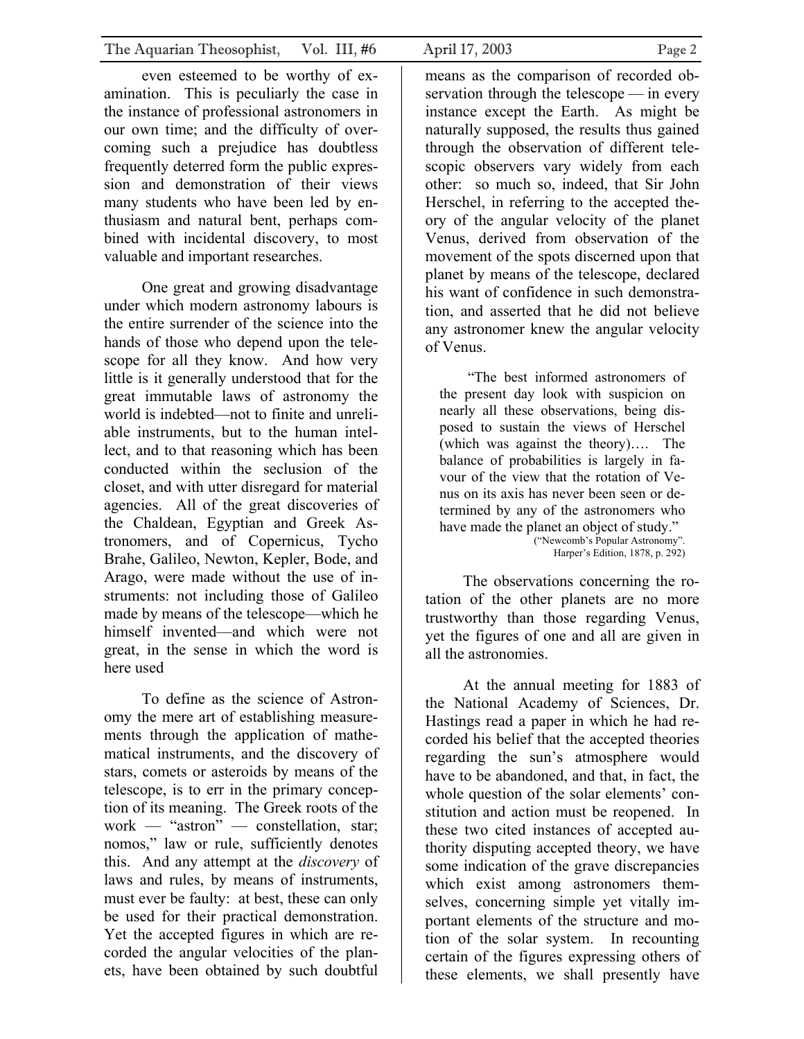even esteemed to be worthy of examination. This is peculiarly the case in the instance of professional astronomers in our own time; and the difficulty of overcoming such a prejudice has doubtless frequently deterred form the public expression and demonstration of their views many students who have been led by enthusiasm and natural bent, perhaps combined with incidental discovery, to most valuable and important researches.

One great and growing disadvantage under which modern astronomy labours is the entire surrender of the science into the hands of those who depend upon the telescope for all they know. And how very little is it generally understood that for the great immutable laws of astronomy the world is indebted—not to finite and unreliable instruments, but to the human intellect, and to that reasoning which has been conducted within the seclusion of the closet, and with utter disregard for material agencies. All of the great discoveries of the Chaldean, Egyptian and Greek Astronomers, and of Copernicus, Tycho Brahe, Galileo, Newton, Kepler, Bode, and Arago, were made without the use of instruments: not including those of Galileo made by means of the telescope—which he himself invented—and which were not great, in the sense in which the word is here used

To define as the science of Astronomy the mere art of establishing measurements through the application of mathematical instruments, and the discovery of stars, comets or asteroids by means of the telescope, is to err in the primary conception of its meaning. The Greek roots of the work — "astron" — constellation, star; nomos," law or rule, sufficiently denotes this. And any attempt at the *discovery* of laws and rules, by means of instruments, must ever be faulty: at best, these can only be used for their practical demonstration. Yet the accepted figures in which are recorded the angular velocities of the planets, have been obtained by such doubtful means as the comparison of recorded observation through the telescope — in every instance except the Earth. As might be naturally supposed, the results thus gained through the observation of different telescopic observers vary widely from each other: so much so, indeed, that Sir John Herschel, in referring to the accepted theory of the angular velocity of the planet Venus, derived from observation of the movement of the spots discerned upon that planet by means of the telescope, declared his want of confidence in such demonstration, and asserted that he did not believe any astronomer knew the angular velocity of Venus.

> "The best informed astronomers of the present day look with suspicion on nearly all these observations, being disposed to sustain the views of Herschel (which was against the theory)…. The balance of probabilities is largely in favour of the view that the rotation of Venus on its axis has never been seen or determined by any of the astronomers who have made the planet an object of study."
>
> ("Newcomb's Popular Astronomy". Harper's Edition, 1878, p. 292)

The observations concerning the rotation of the other planets are no more trustworthy than those regarding Venus, yet the figures of one and all are given in all the astronomies.

At the annual meeting for 1883 of the National Academy of Sciences, Dr. Hastings read a paper in which he had recorded his belief that the accepted theories regarding the sun's atmosphere would have to be abandoned, and that, in fact, the whole question of the solar elements' constitution and action must be reopened. In these two cited instances of accepted authority disputing accepted theory, we have some indication of the grave discrepancies which exist among astronomers themselves, concerning simple yet vitally important elements of the structure and motion of the solar system. In recounting certain of the figures expressing others of these elements, we shall presently have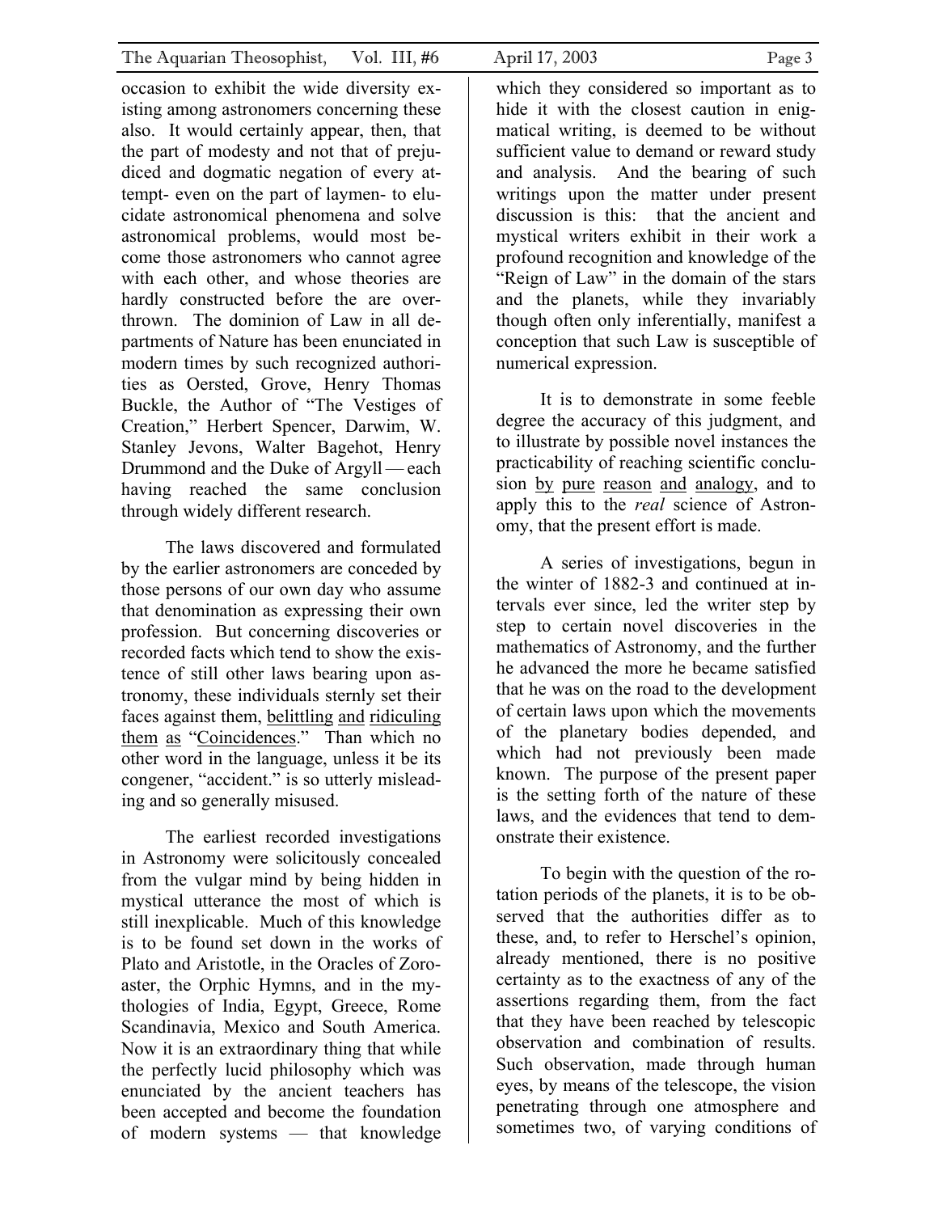occasion to exhibit the wide diversity existing among astronomers concerning these also. It would certainly appear, then, that the part of modesty and not that of prejudiced and dogmatic negation of every attempt- even on the part of laymen- to elucidate astronomical phenomena and solve astronomical problems, would most become those astronomers who cannot agree with each other, and whose theories are hardly constructed before the are overthrown. The dominion of Law in all departments of Nature has been enunciated in modern times by such recognized authorities as Oersted, Grove, Henry Thomas Buckle, the Author of "The Vestiges of Creation," Herbert Spencer, Darwim, W. Stanley Jevons, Walter Bagehot, Henry Drummond and the Duke of Argyll — each having reached the same conclusion through widely different research.

The laws discovered and formulated by the earlier astronomers are conceded by those persons of our own day who assume that denomination as expressing their own profession. But concerning discoveries or recorded facts which tend to show the existence of still other laws bearing upon astronomy, these individuals sternly set their faces against them, <u>belittling</u> <u>and</u> <u>ridiculing</u> <u>them</u> <u>as</u> "<u>Coincidences</u>." Than which no other word in the language, unless it be its congener, "accident." is so utterly misleading and so generally misused.

The earliest recorded investigations in Astronomy were solicitously concealed from the vulgar mind by being hidden in mystical utterance the most of which is still inexplicable. Much of this knowledge is to be found set down in the works of Plato and Aristotle, in the Oracles of Zoroaster, the Orphic Hymns, and in the mythologies of India, Egypt, Greece, Rome Scandinavia, Mexico and South America. Now it is an extraordinary thing that while the perfectly lucid philosophy which was enunciated by the ancient teachers has been accepted and become the foundation of modern systems — that knowledge which they considered so important as to hide it with the closest caution in enigmatical writing, is deemed to be without sufficient value to demand or reward study and analysis. And the bearing of such writings upon the matter under present discussion is this: that the ancient and mystical writers exhibit in their work a profound recognition and knowledge of the "Reign of Law" in the domain of the stars and the planets, while they invariably though often only inferentially, manifest a conception that such Law is susceptible of numerical expression.

It is to demonstrate in some feeble degree the accuracy of this judgment, and to illustrate by possible novel instances the practicability of reaching scientific conclusion <u>by</u> <u>pure</u> <u>reason</u> <u>and</u> <u>analogy</u>, and to apply this to the *real* science of Astronomy, that the present effort is made.

A series of investigations, begun in the winter of 1882-3 and continued at intervals ever since, led the writer step by step to certain novel discoveries in the mathematics of Astronomy, and the further he advanced the more he became satisfied that he was on the road to the development of certain laws upon which the movements of the planetary bodies depended, and which had not previously been made known. The purpose of the present paper is the setting forth of the nature of these laws, and the evidences that tend to demonstrate their existence.

To begin with the question of the rotation periods of the planets, it is to be observed that the authorities differ as to these, and, to refer to Herschel's opinion, already mentioned, there is no positive certainty as to the exactness of any of the assertions regarding them, from the fact that they have been reached by telescopic observation and combination of results. Such observation, made through human eyes, by means of the telescope, the vision penetrating through one atmosphere and sometimes two, of varying conditions of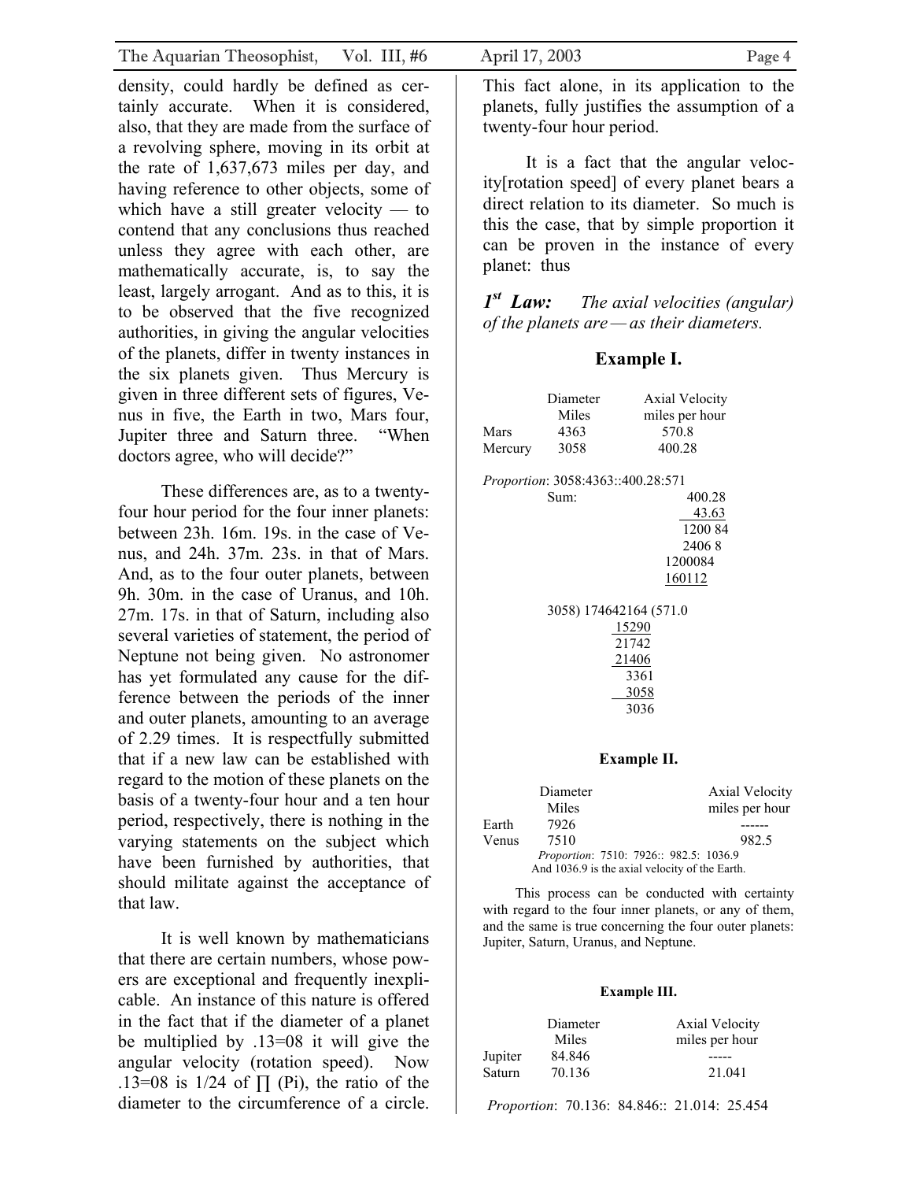density, could hardly be defined as certainly accurate. When it is considered, also, that they are made from the surface of a revolving sphere, moving in its orbit at the rate of 1,637,673 miles per day, and having reference to other objects, some of which have a still greater velocity — to contend that any conclusions thus reached unless they agree with each other, are mathematically accurate, is, to say the least, largely arrogant. And as to this, it is to be observed that the five recognized authorities, in giving the angular velocities of the planets, differ in twenty instances in the six planets given. Thus Mercury is given in three different sets of figures, Venus in five, the Earth in two, Mars four, Jupiter three and Saturn three. "When doctors agree, who will decide?"

These differences are, as to a twenty-four hour period for the four inner planets: between 23h. 16m. 19s. in the case of Venus, and 24h. 37m. 23s. in that of Mars. And, as to the four outer planets, between 9h. 30m. in the case of Uranus, and 10h. 27m. 17s. in that of Saturn, including also several varieties of statement, the period of Neptune not being given. No astronomer has yet formulated any cause for the difference between the periods of the inner and outer planets, amounting to an average of 2.29 times. It is respectfully submitted that if a new law can be established with regard to the motion of these planets on the basis of a twenty-four hour and a ten hour period, respectively, there is nothing in the varying statements on the subject which have been furnished by authorities, that should militate against the acceptance of that law.

It is well known by mathematicians that there are certain numbers, whose powers are exceptional and frequently inexplicable. An instance of this nature is offered in the fact that if the diameter of a planet be multiplied by .13=08 it will give the angular velocity (rotation speed). Now .13=08 is 1/24 of ∏ (Pi), the ratio of the diameter to the circumference of a circle. This fact alone, in its application to the planets, fully justifies the assumption of a twenty-four hour period.

It is a fact that the angular velocity[rotation speed] of every planet bears a direct relation to its diameter. So much is this the case, that by simple proportion it can be proven in the instance of every planet: thus

***1st Law:*** *The axial velocities (angular) of the planets are — as their diameters.*

### Example I.

| | Diameter Miles | Axial Velocity miles per hour |
|---|---|---|
| Mars | 4363 | 570.8 |
| Mercury | 3058 | 400.28 |

*Proportion*: 3058:4363::400.28:571

```
Sum:        400.28
              43.63
            1200 84
            2406 8
           1200084
           160112

3058) 174642164 (571.0
      15290
       21742
       21406
         3361
         3058
         3036
```

#### Example II.

| | Diameter Miles | Axial Velocity miles per hour |
|---|---|---|
| Earth | 7926 | ------ |
| Venus | 7510 | 982.5 |

*Proportion*: 7510: 7926:: 982.5: 1036.9
And 1036.9 is the axial velocity of the Earth.

This process can be conducted with certainty with regard to the four inner planets, or any of them, and the same is true concerning the four outer planets: Jupiter, Saturn, Uranus, and Neptune.

##### Example III.

| | Diameter Miles | Axial Velocity miles per hour |
|---|---|---|
| Jupiter | 84.846 | ----- |
| Saturn | 70.136 | 21.041 |

*Proportion*: 70.136: 84.846:: 21.014: 25.454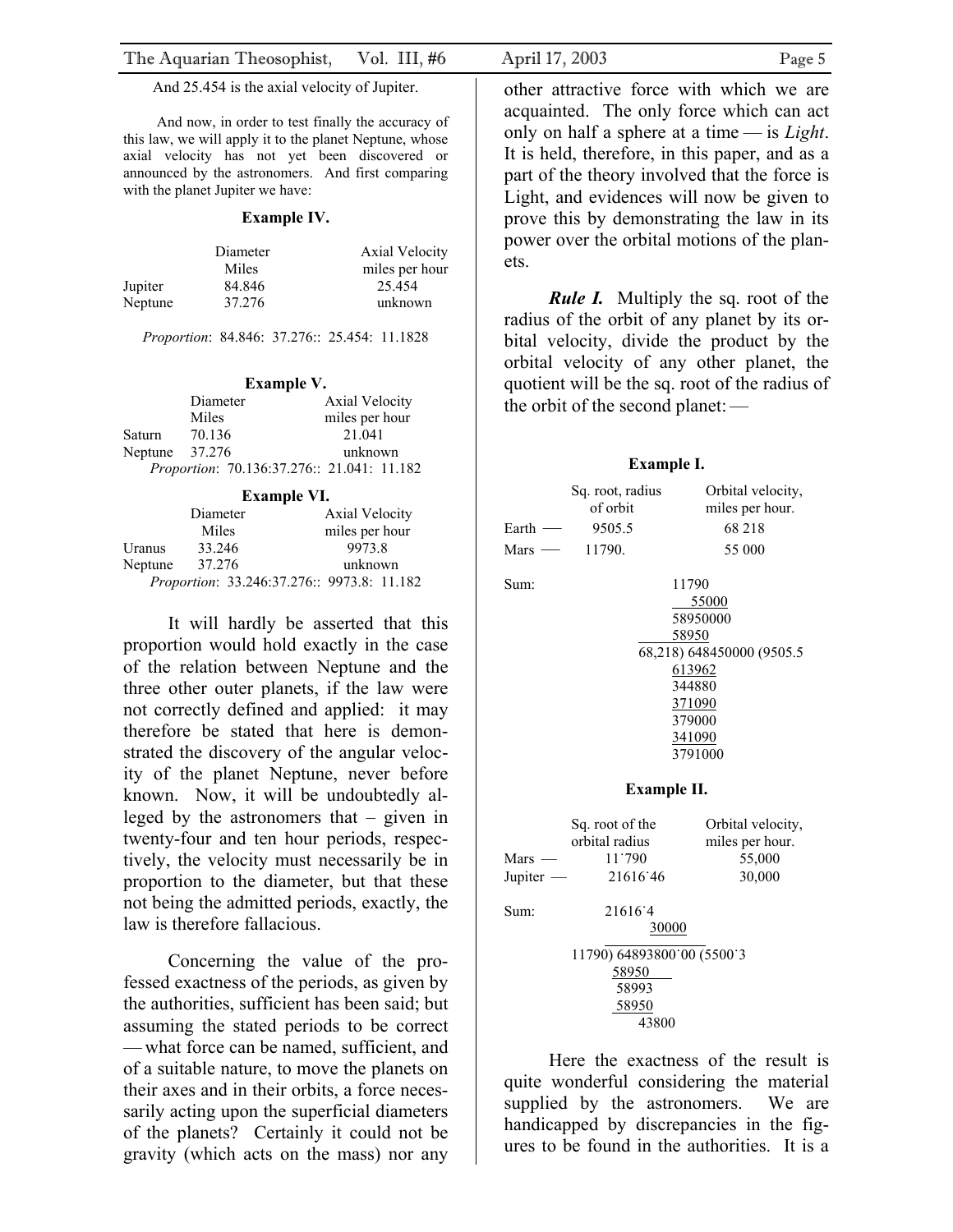And 25.454 is the axial velocity of Jupiter.

And now, in order to test finally the accuracy of this law, we will apply it to the planet Neptune, whose axial velocity has not yet been discovered or announced by the astronomers. And first comparing with the planet Jupiter we have:

**Example IV.**

| | Diameter Miles | Axial Velocity miles per hour |
|---|---|---|
| Jupiter | 84.846 | 25.454 |
| Neptune | 37.276 | unknown |

*Proportion*: 84.846: 37.276:: 25.454: 11.1828

**Example V.**

| | Diameter Miles | Axial Velocity miles per hour |
|---|---|---|
| Saturn | 70.136 | 21.041 |
| Neptune | 37.276 | unknown |

*Proportion*: 70.136:37.276:: 21.041: 11.182

**Example VI.**

| | Diameter Miles | Axial Velocity miles per hour |
|---|---|---|
| Uranus | 33.246 | 9973.8 |
| Neptune | 37.276 | unknown |

*Proportion*: 33.246:37.276:: 9973.8: 11.182

It will hardly be asserted that this proportion would hold exactly in the case of the relation between Neptune and the three other outer planets, if the law were not correctly defined and applied: it may therefore be stated that here is demonstrated the discovery of the angular velocity of the planet Neptune, never before known. Now, it will be undoubtedly alleged by the astronomers that – given in twenty-four and ten hour periods, respectively, the velocity must necessarily be in proportion to the diameter, but that these not being the admitted periods, exactly, the law is therefore fallacious.

Concerning the value of the professed exactness of the periods, as given by the authorities, sufficient has been said; but assuming the stated periods to be correct — what force can be named, sufficient, and of a suitable nature, to move the planets on their axes and in their orbits, a force necessarily acting upon the superficial diameters of the planets? Certainly it could not be gravity (which acts on the mass) nor any other attractive force with which we are acquainted. The only force which can act only on half a sphere at a time — is *Light*. It is held, therefore, in this paper, and as a part of the theory involved that the force is Light, and evidences will now be given to prove this by demonstrating the law in its power over the orbital motions of the planets.

***Rule I.*** Multiply the sq. root of the radius of the orbit of any planet by its orbital velocity, divide the product by the orbital velocity of any other planet, the quotient will be the sq. root of the radius of the orbit of the second planet: —

**Example I.**

| | Sq. root, radius of orbit | Orbital velocity, miles per hour. |
|---|---|---|
| Earth — | 9505.5 | 68 218 |
| Mars — | 11790. | 55 000 |

Sum:

```
          11790
           55000
        58950000
        58950
68,218) 648450000 (9505.5
        613962
        344880
        371090
        379000
        341090
        3791000
```

**Example II.**

| | Sq. root of the orbital radius | Orbital velocity, miles per hour. |
|---|---|---|
| Mars — | 11˙790 | 55,000 |
| Jupiter — | 21616˙46 | 30,000 |

Sum:

```
        21616˙4
          30000
11790) 64893800˙00 (5500˙3
       58950
        58993
        58950
           43800
```

Here the exactness of the result is quite wonderful considering the material supplied by the astronomers. We are handicapped by discrepancies in the figures to be found in the authorities. It is a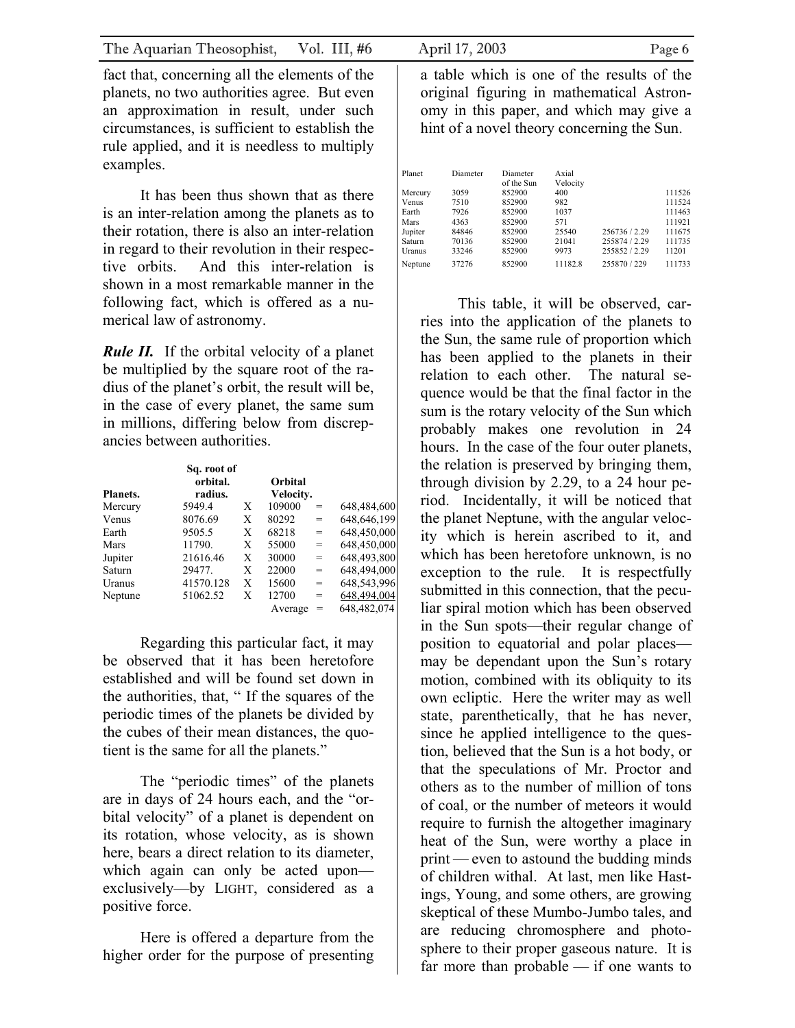fact that, concerning all the elements of the planets, no two authorities agree. But even an approximation in result, under such circumstances, is sufficient to establish the rule applied, and it is needless to multiply examples.

It has been thus shown that as there is an inter-relation among the planets as to their rotation, there is also an inter-relation in regard to their revolution in their respective orbits. And this inter-relation is shown in a most remarkable manner in the following fact, which is offered as a numerical law of astronomy.

***Rule II.*** If the orbital velocity of a planet be multiplied by the square root of the radius of the planet's orbit, the result will be, in the case of every planet, the same sum in millions, differing below from discrepancies between authorities.

| Planets. | Sq. root of orbital. radius. | | Orbital Velocity. | | |
|---|---|---|---|---|---|
| Mercury | 5949.4 | X | 109000 | = | 648,484,600 |
| Venus | 8076.69 | X | 80292 | = | 648,646,199 |
| Earth | 9505.5 | X | 68218 | = | 648,450,000 |
| Mars | 11790. | X | 55000 | = | 648,450,000 |
| Jupiter | 21616.46 | X | 30000 | = | 648,493,800 |
| Saturn | 29477. | X | 22000 | = | 648,494,000 |
| Uranus | 41570.128 | X | 15600 | = | 648,543,996 |
| Neptune | 51062.52 | X | 12700 | = | 648,494,004 |
| | | | Average | = | 648,482,074 |

Regarding this particular fact, it may be observed that it has been heretofore established and will be found set down in the authorities, that, " If the squares of the periodic times of the planets be divided by the cubes of their mean distances, the quotient is the same for all the planets."

The "periodic times" of the planets are in days of 24 hours each, and the "orbital velocity" of a planet is dependent on its rotation, whose velocity, as is shown here, bears a direct relation to its diameter, which again can only be acted upon—exclusively—by LIGHT, considered as a positive force.

Here is offered a departure from the higher order for the purpose of presenting a table which is one of the results of the original figuring in mathematical Astronomy in this paper, and which may give a hint of a novel theory concerning the Sun.

| Planet | Diameter | Diameter of the Sun | Axial Velocity | | |
|---|---|---|---|---|---|
| Mercury | 3059 | 852900 | 400 | | 111526 |
| Venus | 7510 | 852900 | 982 | | 111524 |
| Earth | 7926 | 852900 | 1037 | | 111463 |
| Mars | 4363 | 852900 | 571 | | 111921 |
| Jupiter | 84846 | 852900 | 25540 | 256736 / 2.29 | 111675 |
| Saturn | 70136 | 852900 | 21041 | 255874 / 2.29 | 111735 |
| Uranus | 33246 | 852900 | 9973 | 255852 / 2.29 | 11201 |
| Neptune | 37276 | 852900 | 11182.8 | 255870 / 229 | 111733 |

This table, it will be observed, carries into the application of the planets to the Sun, the same rule of proportion which has been applied to the planets in their relation to each other. The natural sequence would be that the final factor in the sum is the rotary velocity of the Sun which probably makes one revolution in 24 hours. In the case of the four outer planets, the relation is preserved by bringing them, through division by 2.29, to a 24 hour period. Incidentally, it will be noticed that the planet Neptune, with the angular velocity which is herein ascribed to it, and which has been heretofore unknown, is no exception to the rule. It is respectfully submitted in this connection, that the peculiar spiral motion which has been observed in the Sun spots—their regular change of position to equatorial and polar places—may be dependant upon the Sun's rotary motion, combined with its obliquity to its own ecliptic. Here the writer may as well state, parenthetically, that he has never, since he applied intelligence to the question, believed that the Sun is a hot body, or that the speculations of Mr. Proctor and others as to the number of million of tons of coal, or the number of meteors it would require to furnish the altogether imaginary heat of the Sun, were worthy a place in print — even to astound the budding minds of children withal. At last, men like Hastings, Young, and some others, are growing skeptical of these Mumbo-Jumbo tales, and are reducing chromosphere and photosphere to their proper gaseous nature. It is far more than probable — if one wants to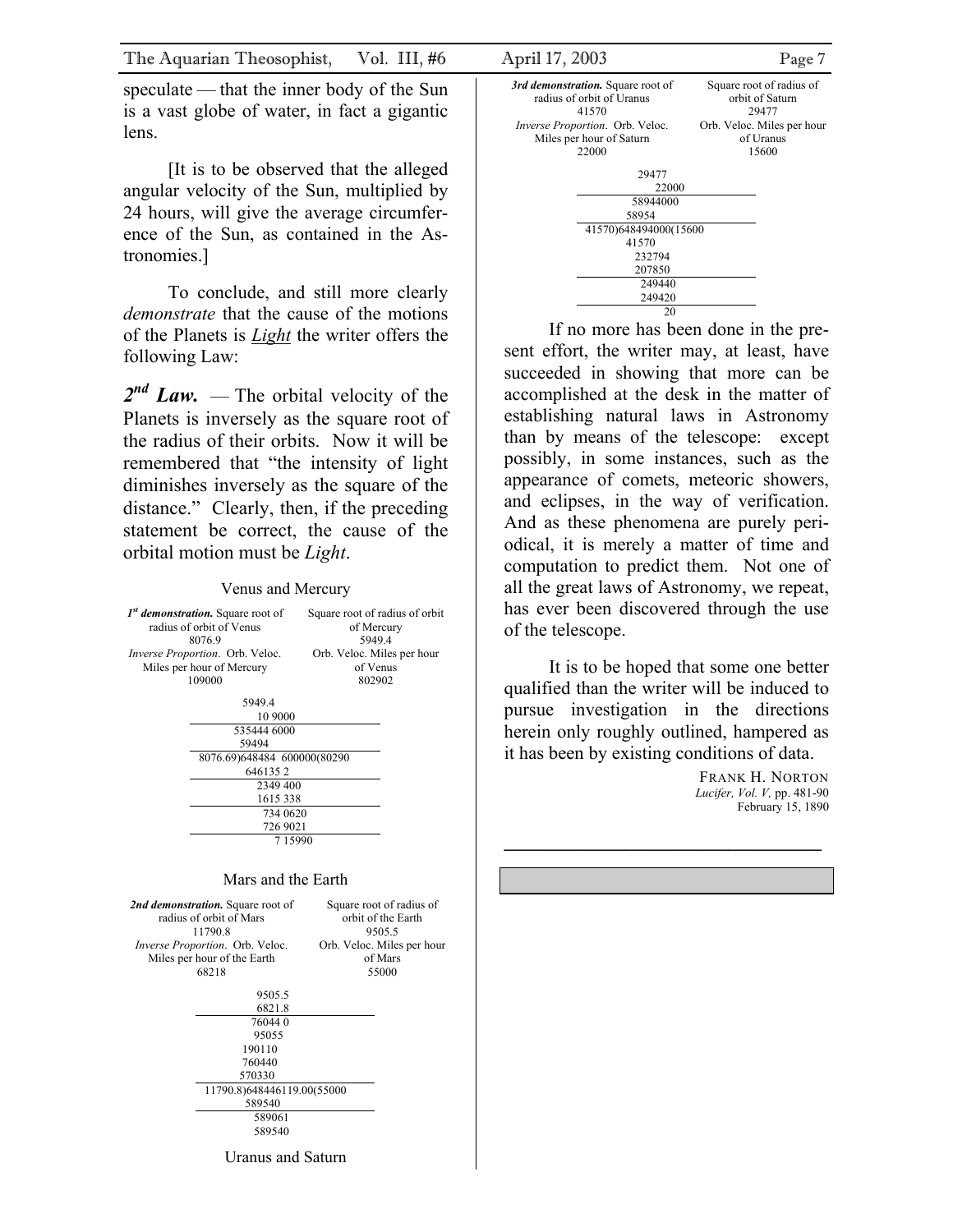speculate — that the inner body of the Sun is a vast globe of water, in fact a gigantic lens.

[It is to be observed that the alleged angular velocity of the Sun, multiplied by 24 hours, will give the average circumference of the Sun, as contained in the Astronomies.]

To conclude, and still more clearly *demonstrate* that the cause of the motions of the Planets is ***Light*** the writer offers the following Law:

***2nd Law.*** — The orbital velocity of the Planets is inversely as the square root of the radius of their orbits. Now it will be remembered that "the intensity of light diminishes inversely as the square of the distance." Clearly, then, if the preceding statement be correct, the cause of the orbital motion must be *Light*.

Venus and Mercury

| ***1st demonstration.*** Square root of radius of orbit of Venus | Square root of radius of orbit of Mercury |
|---|---|
| 8076.9 | 5949.4 |
| *Inverse Proportion*. Orb. Veloc. Miles per hour of Mercury | Orb. Veloc. Miles per hour of Venus |
| 109000 | 802902 |

```
          5949.4
            10 9000
       535444 6000
        59494
8076.69)648484  600000(80290
        646135 2
          2349 400
          1615 338
           734 0620
           726 9021
             7 15990
```

Mars and the Earth

| ***2nd demonstration.*** Square root of radius of orbit of Mars | Square root of radius of orbit of the Earth |
|---|---|
| 11790.8 | 9505.5 |
| *Inverse Proportion*. Orb. Veloc. Miles per hour of the Earth | Orb. Veloc. Miles per hour of Mars |
| 68218 | 55000 |

```
            9505.5
            6821.8
           76044 0
           95055
          190110
          760440
          570330
11790.8)648446119.00(55000
          589540
           589061
           589540
```

Uranus and Saturn

| ***3rd demonstration.*** Square root of radius of orbit of Uranus | Square root of radius of orbit of Saturn |
|---|---|
| 41570 | 29477 |
| *Inverse Proportion*. Orb. Veloc. Miles per hour of Saturn | Orb. Veloc. Miles per hour of Uranus |
| 22000 | 15600 |

```
         29477
           22000
        58944000
        58954
41570)648494000(15600
        41570
         232794
         207850
          249440
          249420
              20
```

If no more has been done in the present effort, the writer may, at least, have succeeded in showing that more can be accomplished at the desk in the matter of establishing natural laws in Astronomy than by means of the telescope: except possibly, in some instances, such as the appearance of comets, meteoric showers, and eclipses, in the way of verification. And as these phenomena are purely periodical, it is merely a matter of time and computation to predict them. Not one of all the great laws of Astronomy, we repeat, has ever been discovered through the use of the telescope.

It is to be hoped that some one better qualified than the writer will be induced to pursue investigation in the directions herein only roughly outlined, hampered as it has been by existing conditions of data.

FRANK H. NORTON
*Lucifer, Vol. V,* pp. 481-90
February 15, 1890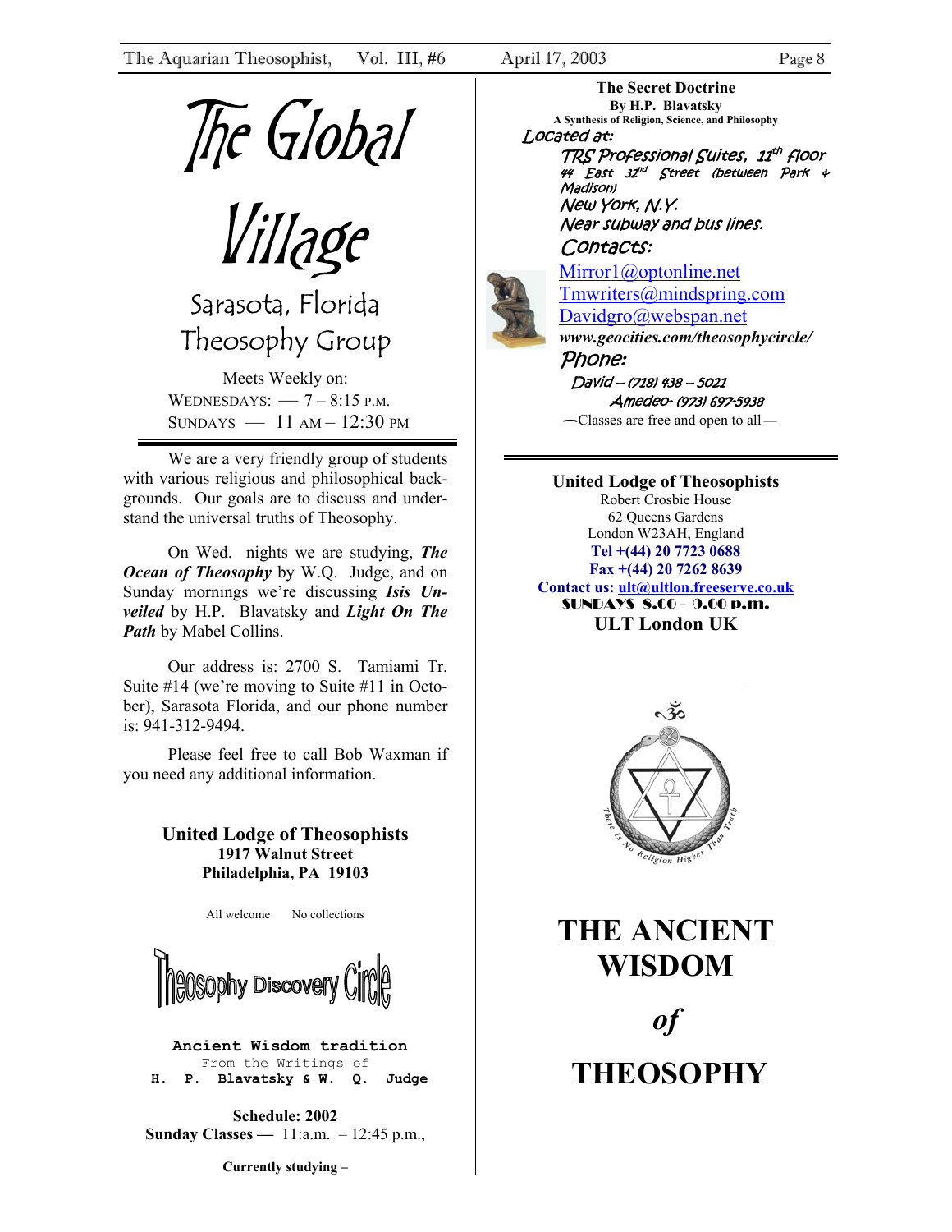# The Global Village

## Sarasota, Florida Theosophy Group

Meets Weekly on:
WEDNESDAYS: — 7 – 8:15 P.M.
SUNDAYS — 11 AM – 12:30 PM

We are a very friendly group of students with various religious and philosophical backgrounds. Our goals are to discuss and understand the universal truths of Theosophy.

On Wed. nights we are studying, ***The Ocean of Theosophy*** by W.Q. Judge, and on Sunday mornings we're discussing ***Isis Unveiled*** by H.P. Blavatsky and ***Light On The Path*** by Mabel Collins.

Our address is: 2700 S. Tamiami Tr. Suite #14 (we're moving to Suite #11 in October), Sarasota Florida, and our phone number is: 941-312-9494.

Please feel free to call Bob Waxman if you need any additional information.

### United Lodge of Theosophists
**1917 Walnut Street**
**Philadelphia, PA 19103**

All welcome No collections

## Theosophy Discovery Circle

**Ancient Wisdom tradition**
From the Writings of
**H. P. Blavatsky & W. Q. Judge**

**Schedule: 2002**
**Sunday Classes —** 11:a.m. – 12:45 p.m.,

**Currently studying –**

### The Secret Doctrine
**By H.P. Blavatsky**
**A Synthesis of Religion, Science, and Philosophy**

Located at:
TRS Professional Suites, 11th floor
44 East 32nd Street (between Park & Madison)
New York, N.Y.
Near subway and bus lines.

Contacts:
Mirror1@optonline.net
Tmwriters@mindspring.com
Davidgro@webspan.net
***www.geocities.com/theosophycircle/***

Phone:
David – (718) 438 – 5021
Amedeo- (973) 697-5938

—Classes are free and open to all—

### United Lodge of Theosophists
Robert Crosbie House
62 Queens Gardens
London W23AH, England
**Tel +(44) 20 7723 0688**
**Fax +(44) 20 7262 8639**
**Contact us: ult@ultlon.freeserve.co.uk**
**SUNDAYS 8.00 - 9.00 p.m.**
**ULT London UK**

There Is No Religion Higher Than Truth

# THE ANCIENT WISDOM *of* THEOSOPHY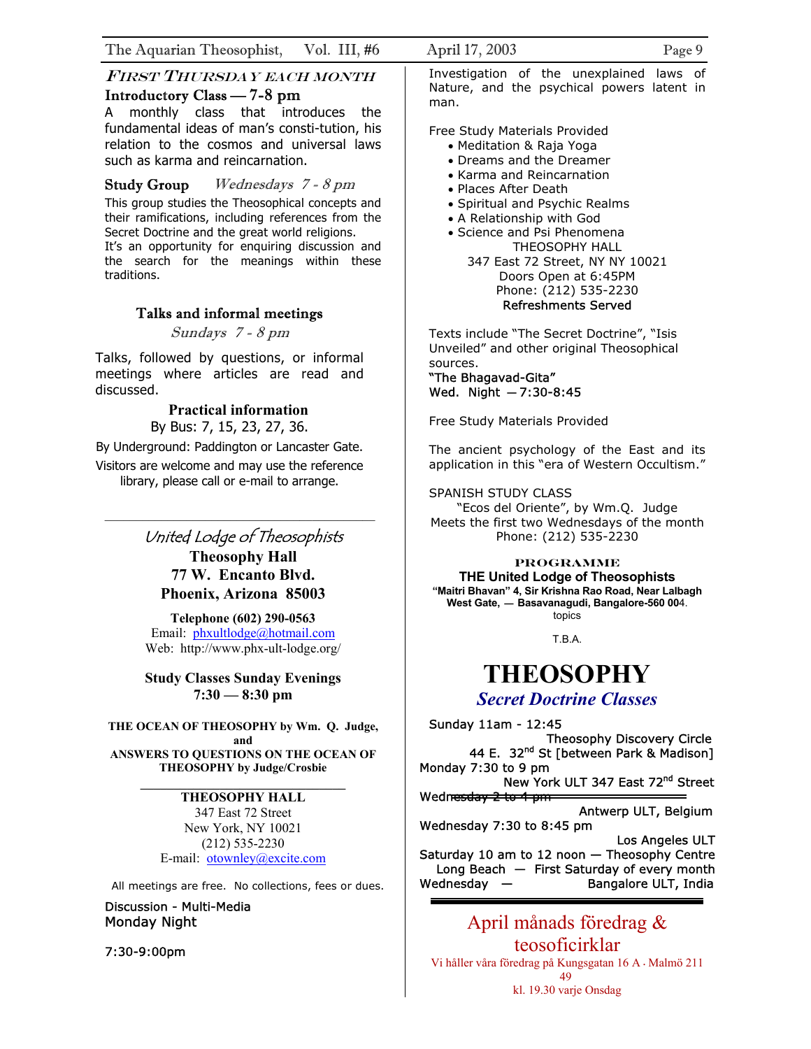### *First Thursday each month*

**Introductory Class — 7-8 pm**

A monthly class that introduces the fundamental ideas of man's consti-tution, his relation to the cosmos and universal laws such as karma and reincarnation.

**Study Group** *Wednesdays 7 - 8 pm*

This group studies the Theosophical concepts and their ramifications, including references from the Secret Doctrine and the great world religions. It's an opportunity for enquiring discussion and the search for the meanings within these traditions.

**Talks and informal meetings**

*Sundays 7 - 8 pm*

Talks, followed by questions, or informal meetings where articles are read and discussed.

**Practical information**

By Bus: 7, 15, 23, 27, 36.

By Underground: Paddington or Lancaster Gate.

Visitors are welcome and may use the reference library, please call or e-mail to arrange.

---

## *United Lodge of Theosophists*

**Theosophy Hall**
**77 W. Encanto Blvd.**
**Phoenix, Arizona 85003**

**Telephone (602) 290-0563**
Email: phxultlodge@hotmail.com
Web: http://www.phx-ult-lodge.org/

**Study Classes Sunday Evenings**
**7:30 — 8:30 pm**

**THE OCEAN OF THEOSOPHY by Wm. Q. Judge, and ANSWERS TO QUESTIONS ON THE OCEAN OF THEOSOPHY by Judge/Crosbie**

---

**THEOSOPHY HALL**
347 East 72 Street
New York, NY 10021
(212) 535-2230
E-mail: otownley@excite.com

All meetings are free. No collections, fees or dues.

Discussion - Multi-Media
Monday Night

7:30-9:00pm

Investigation of the unexplained laws of Nature, and the psychical powers latent in man.

Free Study Materials Provided

- Meditation & Raja Yoga
- Dreams and the Dreamer
- Karma and Reincarnation
- Places After Death
- Spiritual and Psychic Realms
- A Relationship with God
- Science and Psi Phenomena

THEOSOPHY HALL
347 East 72 Street, NY NY 10021
Doors Open at 6:45PM
Phone: (212) 535-2230
Refreshments Served

Texts include "The Secret Doctrine", "Isis Unveiled" and other original Theosophical sources.
"The Bhagavad-Gita"
Wed. Night — 7:30-8:45

Free Study Materials Provided

The ancient psychology of the East and its application in this "era of Western Occultism."

SPANISH STUDY CLASS
"Ecos del Oriente", by Wm.Q. Judge
Meets the first two Wednesdays of the month
Phone: (212) 535-2230

**PROGRAMME**

**THE United Lodge of Theosophists**
**"Maitri Bhavan" 4, Sir Krishna Rao Road, Near Lalbagh West Gate, — Basavanagudi, Bangalore-560 004.**
topics

T.B.A.

# THEOSOPHY

## *Secret Doctrine Classes*

Sunday 11am - 12:45
Theosophy Discovery Circle
44 E. 32nd St [between Park & Madison]
Monday 7:30 to 9 pm
New York ULT 347 East 72nd Street
~~Wednesday 2 to 4 pm~~
Antwerp ULT, Belgium
Wednesday 7:30 to 8:45 pm
Los Angeles ULT
Saturday 10 am to 12 noon — Theosophy Centre
Long Beach — First Saturday of every month
Wednesday — Bangalore ULT, India

---

## April månads föredrag & teosoficirklar

Vi håller våra föredrag på Kungsgatan 16 A · Malmö 211 49
kl. 19.30 varje Onsdag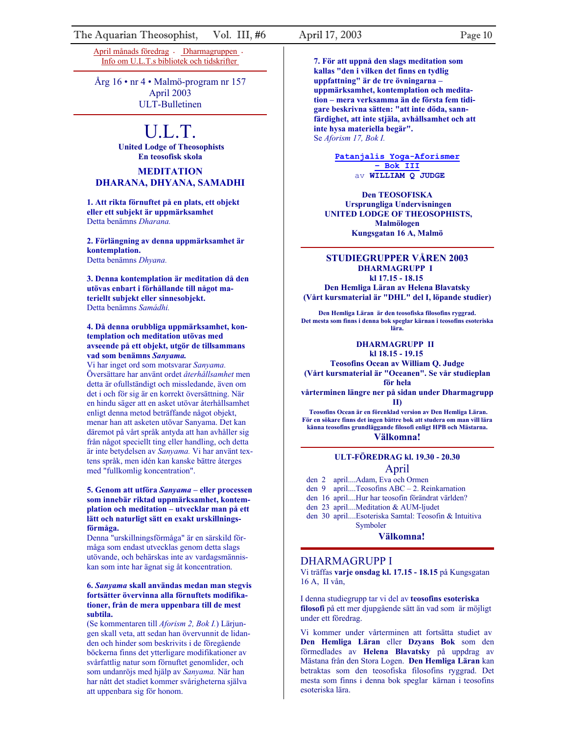April månads föredrag · Dharmagruppen · Info om U.L.T.s bibliotek och tidskrifter

Årg 16 • nr 4 • Malmö-program nr 157
April 2003
ULT-Bulletinen

# U.L.T.

**United Lodge of Theosophists**
**En teosofisk skola**

## MEDITATION
## DHARANA, DHYANA, SAMADHI

**1. Att rikta förnuftet på en plats, ett objekt eller ett subjekt är uppmärksamhet**
Detta benämns *Dharana.*

**2. Förlängning av denna uppmärksamhet är kontemplation.**
Detta benämns *Dhyana.*

**3. Denna kontemplation är meditation då den utövas enbart i förhållande till något materiellt subjekt eller sinnesobjekt.**
Detta benämns *Samádhi.*

**4. Då denna orubbliga uppmärksamhet, kontemplation och meditation utövas med avseende på ett objekt, utgör de tillsammans vad som benämns *Sanyama.***
Vi har inget ord som motsvarar *Sanyama.* Översättare har använt ordet *återhållsamhet* men detta är ofullständigt och missledande, även om det i och för sig är en korrekt översättning. När en hindu säger att en asket utövar återhållsamhet enligt denna metod beträffande något objekt, menar han att asketen utövar Sanyama. Det kan däremot på vårt språk antyda att han avhåller sig från något speciellt ting eller handling, och detta är inte betydelsen av *Sanyama.* Vi har använt textens språk, men idén kan kanske bättre återges med "fullkomlig koncentration".

**5. Genom att utföra *Sanyama* – eller processen som innebär riktad uppmärksamhet, kontemplation och meditation – utvecklar man på ett lätt och naturligt sätt en exakt urskillningsförmåga.**
Denna "urskillningsförmåga" är en särskild förmåga som endast utvecklas genom detta slags utövande, och behärskas inte av vardagsmänniskan som inte har ägnat sig åt koncentration.

**6. *Sanyama* skall användas medan man stegvis fortsätter övervinna alla förnuftets modifikationer, från de mera uppenbara till de mest subtila.**
(Se kommentaren till *Aforism 2, Bok I.*) Lärjungen skall veta, att sedan han övervunnit de lidanden och hinder som beskrivits i de föregående böckerna finns det ytterligare modifikationer av svårfattlig natur som förnuftet genomlider, och som undanröjs med hjälp av *Sanyama.* När han har nått det stadiet kommer svårigheterna själva att uppenbara sig för honom.

**7. För att uppnå den slags meditation som kallas "den i vilken det finns en tydlig uppfattning" är de tre övningarna – uppmärksamhet, kontemplation och meditation – mera verksamma än de första fem tidigare beskrivna sätten: "att inte döda, sannfärdighet, att inte stjäla, avhållsamhet och att inte hysa materiella begär".**
Se *Aforism 17, Bok I.*

**Patanjalis Yoga-Aforismer – Bok III**
av **WILLIAM Q JUDGE**

**Den TEOSOFISKA**
**Ursprungliga Undervisningen**
**UNITED LODGE OF THEOSOPHISTS,**
**Malmölogen**
**Kungsgatan 16 A, Malmö**

## STUDIEGRUPPER VÅREN 2003

**DHARMAGRUPP I**
**kl 17.15 - 18.15**
**Den Hemliga Läran av Helena Blavatsky**
**(Vårt kursmaterial är "DHL" del I, löpande studier)**

**Den Hemliga Läran är den teosofiska filosofins ryggrad. Det mesta som finns i denna bok speglar kärnan i teosofins esoteriska lära.**

**DHARMAGRUPP II**
**kl 18.15 - 19.15**
**Teosofins Ocean av William Q. Judge**
**(Vårt kursmaterial är "Oceanen". Se vår studieplan för hela vårterminen längre ner på sidan under Dharmagrupp II)**

**Teosofins Ocean är en förenklad version av Den Hemliga Läran. För en sökare finns det ingen bättre bok att studera om man vill lära känna teosofins grundläggande filosofi enligt HPB och Mästarna.**

**Välkomna!**

**ULT-FÖREDRAG kl. 19.30 - 20.30**

April

- den 2 april....Adam, Eva och Ormen
- den 9 april....Teosofins ABC – 2. Reinkarnation
- den 16 april....Hur har teosofin förändrat världen?
- den 23 april....Meditation & AUM-ljudet
- den 30 april....Esoteriska Samtal: Teosofin & Intuitiva Symboler

**Välkomna!**

## DHARMAGRUPP I

Vi träffas **varje onsdag kl. 17.15 - 18.15** på Kungsgatan 16 A, II vån,

I denna studiegrupp tar vi del av **teosofins esoteriska filosofi** på ett mer djupgående sätt än vad som är möjligt under ett föredrag.

Vi kommer under vårterminen att fortsätta studiet av **Den Hemliga Läran** eller **Dzyans Bok** som den förmedlades av **Helena Blavatsky** på uppdrag av Mästana från den Stora Logen. **Den Hemliga Läran** kan betraktas som den teosofiska filosofins ryggrad. Det mesta som finns i denna bok speglar kärnan i teosofins esoteriska lära.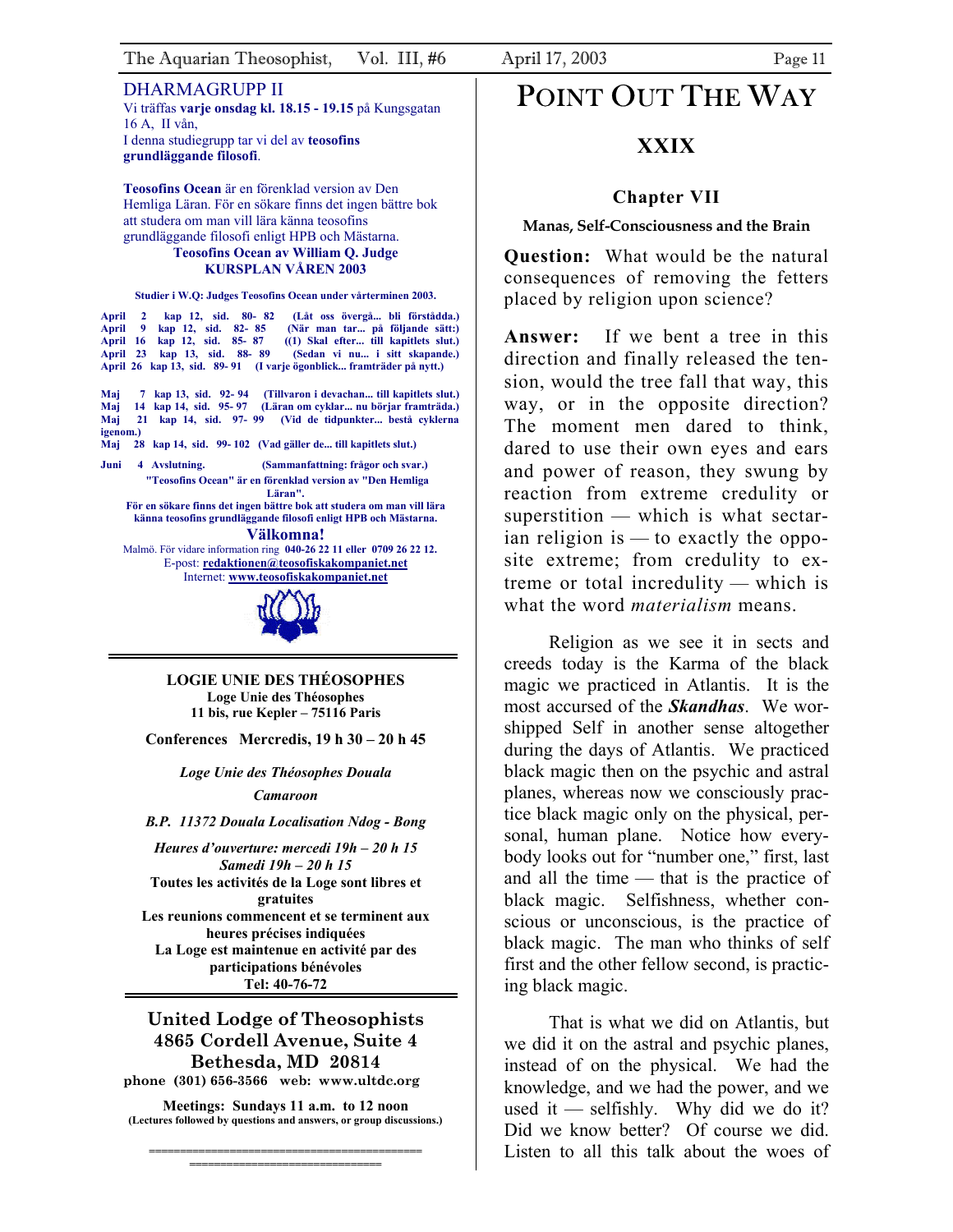## DHARMAGRUPP II

Vi träffas **varje onsdag kl. 18.15 - 19.15** på Kungsgatan 16 A, II vån,
I denna studiegrupp tar vi del av **teosofins grundläggande filosofi**.

**Teosofins Ocean** är en förenklad version av Den Hemliga Läran. För en sökare finns det ingen bättre bok att studera om man vill lära känna teosofins grundläggande filosofi enligt HPB och Mästarna.

**Teosofins Ocean av William Q. Judge**
**KURSPLAN VÅREN 2003**

**Studier i W.Q: Judges Teosofins Ocean under vårterminen 2003.**

**April 2 kap 12, sid. 80- 82 (Låt oss övergå... bli förstådda.)**
**April 9 kap 12, sid. 82- 85 (När man tar... på följande sätt:)**
**April 16 kap 12, sid. 85- 87 ((1) Skal efter... till kapitlets slut.)**
**April 23 kap 13, sid. 88- 89 (Sedan vi nu... i sitt skapande.)**
**April 26 kap 13, sid. 89- 91 (I varje ögonblick... framträder på nytt.)**

**Maj 7 kap 13, sid. 92- 94 (Tillvaron i devachan... till kapitlets slut.)**
**Maj 14 kap 14, sid. 95- 97 (Läran om cyklar... nu börjar framträda.)**
**Maj 21 kap 14, sid. 97- 99 (Vid de tidpunkter... bestå cyklerna igenom.)**
**Maj 28 kap 14, sid. 99- 102 (Vad gäller de... till kapitlets slut.)**

**Juni 4 Avslutning. (Sammanfattning: frågor och svar.)**

**"Teosofins Ocean" är en förenklad version av "Den Hemliga Läran".**
**För en sökare finns det ingen bättre bok att studera om man vill lära känna teosofins grundläggande filosofi enligt HPB och Mästarna.**

**Välkomna!**

Malmö. För vidare information ring **040-26 22 11 eller 0709 26 22 12.**
E-post: **redaktionen@teosofiskakompaniet.net**
Internet: **www.teosofiskakompaniet.net**

---

**LOGIE UNIE DES THÉOSOPHES**
**Loge Unie des Théosophes**
**11 bis, rue Kepler – 75116 Paris**

**Conferences Mercredis, 19 h 30 – 20 h 45**

***Loge Unie des Théosophes Douala***

***Camaroon***

***B.P. 11372 Douala Localisation Ndog - Bong***

***Heures d'ouverture: mercedi 19h – 20 h 15***
***Samedi 19h – 20 h 15***

**Toutes les activités de la Loge sont libres et gratuites**
**Les reunions commencent et se terminent aux heures précises indiquées**
**La Loge est maintenue en activité par des participations bénévoles**
**Tel: 40-76-72**

---

**United Lodge of Theosophists**
**4865 Cordell Avenue, Suite 4**
**Bethesda, MD 20814**
**phone (301) 656-3566 web: www.ultdc.org**

**Meetings: Sundays 11 a.m. to 12 noon**
**(Lectures followed by questions and answers, or group discussions.)**

---

# POINT OUT THE WAY

## XXIX

### Chapter VII

#### Manas, Self-Consciousness and the Brain

**Question:** What would be the natural consequences of removing the fetters placed by religion upon science?

**Answer:** If we bent a tree in this direction and finally released the tension, would the tree fall that way, this way, or in the opposite direction? The moment men dared to think, dared to use their own eyes and ears and power of reason, they swung by reaction from extreme credulity or superstition — which is what sectarian religion is — to exactly the opposite extreme; from credulity to extreme or total incredulity — which is what the word *materialism* means.

Religion as we see it in sects and creeds today is the Karma of the black magic we practiced in Atlantis. It is the most accursed of the ***Skandhas***. We worshipped Self in another sense altogether during the days of Atlantis. We practiced black magic then on the psychic and astral planes, whereas now we consciously practice black magic only on the physical, personal, human plane. Notice how everybody looks out for "number one," first, last and all the time — that is the practice of black magic. Selfishness, whether conscious or unconscious, is the practice of black magic. The man who thinks of self first and the other fellow second, is practicing black magic.

That is what we did on Atlantis, but we did it on the astral and psychic planes, instead of on the physical. We had the knowledge, and we had the power, and we used it — selfishly. Why did we do it? Did we know better? Of course we did. Listen to all this talk about the woes of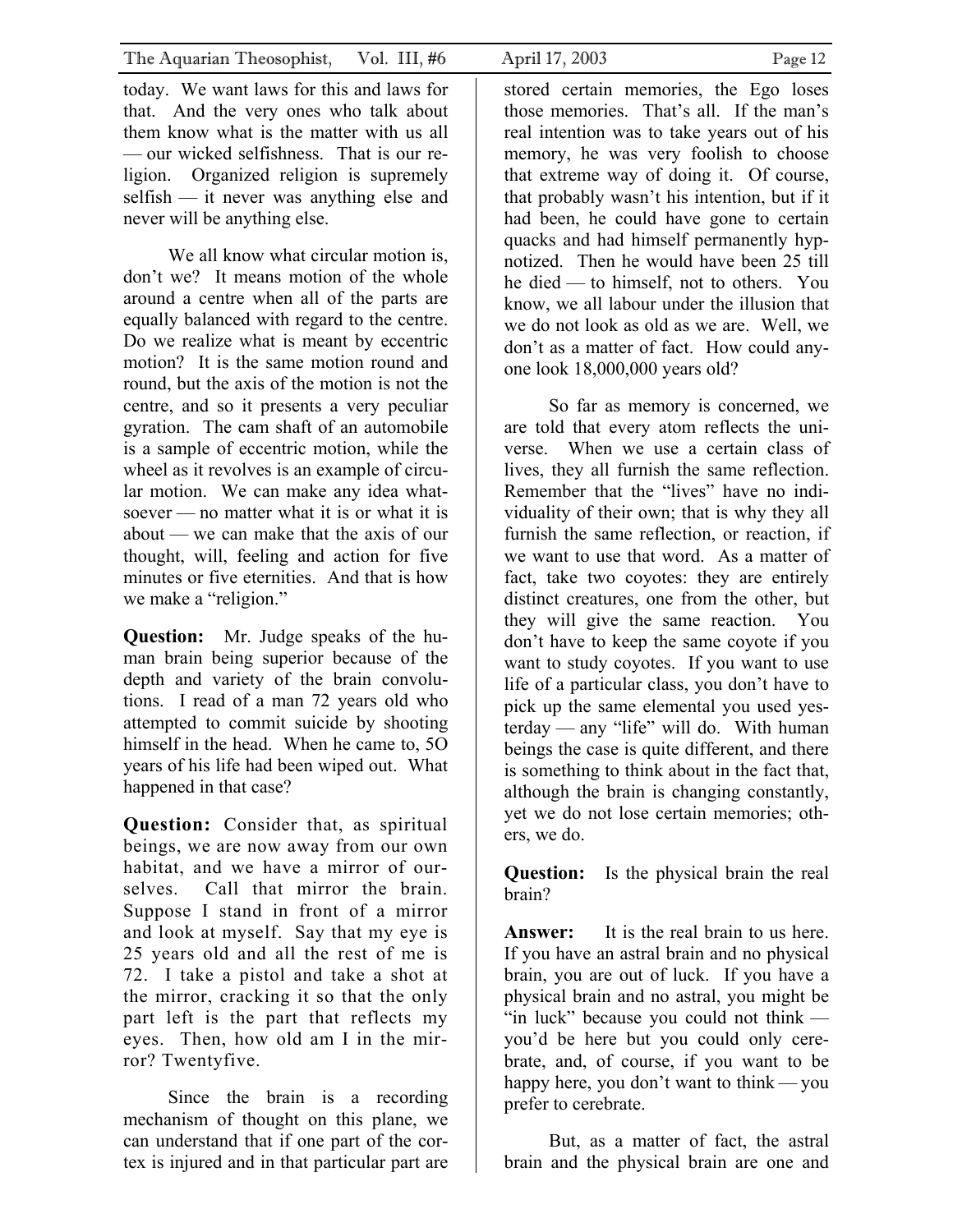today. We want laws for this and laws for that. And the very ones who talk about them know what is the matter with us all — our wicked selfishness. That is our religion. Organized religion is supremely selfish — it never was anything else and never will be anything else.

We all know what circular motion is, don't we? It means motion of the whole around a centre when all of the parts are equally balanced with regard to the centre. Do we realize what is meant by eccentric motion? It is the same motion round and round, but the axis of the motion is not the centre, and so it presents a very peculiar gyration. The cam shaft of an automobile is a sample of eccentric motion, while the wheel as it revolves is an example of circular motion. We can make any idea whatsoever — no matter what it is or what it is about — we can make that the axis of our thought, will, feeling and action for five minutes or five eternities. And that is how we make a "religion."

**Question:** Mr. Judge speaks of the human brain being superior because of the depth and variety of the brain convolutions. I read of a man 72 years old who attempted to commit suicide by shooting himself in the head. When he came to, 5O years of his life had been wiped out. What happened in that case?

**Question:** Consider that, as spiritual beings, we are now away from our own habitat, and we have a mirror of ourselves. Call that mirror the brain. Suppose I stand in front of a mirror and look at myself. Say that my eye is 25 years old and all the rest of me is 72. I take a pistol and take a shot at the mirror, cracking it so that the only part left is the part that reflects my eyes. Then, how old am I in the mirror? Twentyfive.

Since the brain is a recording mechanism of thought on this plane, we can understand that if one part of the cortex is injured and in that particular part are stored certain memories, the Ego loses those memories. That's all. If the man's real intention was to take years out of his memory, he was very foolish to choose that extreme way of doing it. Of course, that probably wasn't his intention, but if it had been, he could have gone to certain quacks and had himself permanently hypnotized. Then he would have been 25 till he died — to himself, not to others. You know, we all labour under the illusion that we do not look as old as we are. Well, we don't as a matter of fact. How could anyone look 18,000,000 years old?

So far as memory is concerned, we are told that every atom reflects the universe. When we use a certain class of lives, they all furnish the same reflection. Remember that the "lives" have no individuality of their own; that is why they all furnish the same reflection, or reaction, if we want to use that word. As a matter of fact, take two coyotes: they are entirely distinct creatures, one from the other, but they will give the same reaction. You don't have to keep the same coyote if you want to study coyotes. If you want to use life of a particular class, you don't have to pick up the same elemental you used yesterday — any "life" will do. With human beings the case is quite different, and there is something to think about in the fact that, although the brain is changing constantly, yet we do not lose certain memories; others, we do.

**Question:** Is the physical brain the real brain?

**Answer:** It is the real brain to us here. If you have an astral brain and no physical brain, you are out of luck. If you have a physical brain and no astral, you might be "in luck" because you could not think — you'd be here but you could only cerebrate, and, of course, if you want to be happy here, you don't want to think — you prefer to cerebrate.

But, as a matter of fact, the astral brain and the physical brain are one and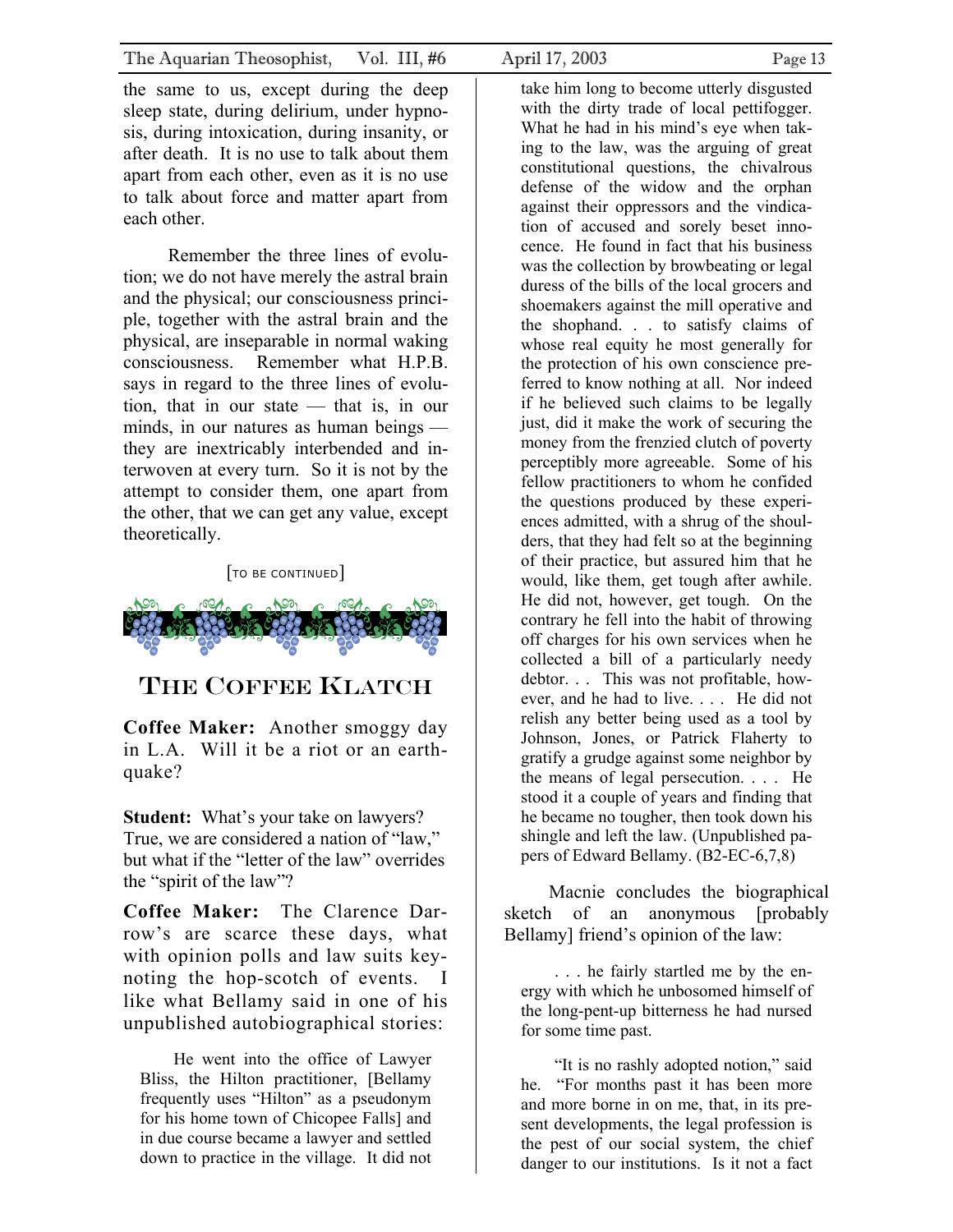the same to us, except during the deep sleep state, during delirium, under hypnosis, during intoxication, during insanity, or after death. It is no use to talk about them apart from each other, even as it is no use to talk about force and matter apart from each other.

Remember the three lines of evolution; we do not have merely the astral brain and the physical; our consciousness principle, together with the astral brain and the physical, are inseparable in normal waking consciousness. Remember what H.P.B. says in regard to the three lines of evolution, that in our state — that is, in our minds, in our natures as human beings — they are inextricably interbended and interwoven at every turn. So it is not by the attempt to consider them, one apart from the other, that we can get any value, except theoretically.

[TO BE CONTINUED]

## THE COFFEE KLATCH

**Coffee Maker:** Another smoggy day in L.A. Will it be a riot or an earthquake?

**Student:** What's your take on lawyers? True, we are considered a nation of "law," but what if the "letter of the law" overrides the "spirit of the law"?

**Coffee Maker:** The Clarence Darrow's are scarce these days, what with opinion polls and law suits keynoting the hop-scotch of events. I like what Bellamy said in one of his unpublished autobiographical stories:

> He went into the office of Lawyer Bliss, the Hilton practitioner, [Bellamy frequently uses "Hilton" as a pseudonym for his home town of Chicopee Falls] and in due course became a lawyer and settled down to practice in the village. It did not take him long to become utterly disgusted with the dirty trade of local pettifogger. What he had in his mind's eye when taking to the law, was the arguing of great constitutional questions, the chivalrous defense of the widow and the orphan against their oppressors and the vindication of accused and sorely beset innocence. He found in fact that his business was the collection by browbeating or legal duress of the bills of the local grocers and shoemakers against the mill operative and the shophand. . . to satisfy claims of whose real equity he most generally for the protection of his own conscience preferred to know nothing at all. Nor indeed if he believed such claims to be legally just, did it make the work of securing the money from the frenzied clutch of poverty perceptibly more agreeable. Some of his fellow practitioners to whom he confided the questions produced by these experiences admitted, with a shrug of the shoulders, that they had felt so at the beginning of their practice, but assured him that he would, like them, get tough after awhile. He did not, however, get tough. On the contrary he fell into the habit of throwing off charges for his own services when he collected a bill of a particularly needy debtor. . . This was not profitable, however, and he had to live. . . . He did not relish any better being used as a tool by Johnson, Jones, or Patrick Flaherty to gratify a grudge against some neighbor by the means of legal persecution. . . . He stood it a couple of years and finding that he became no tougher, then took down his shingle and left the law. (Unpublished papers of Edward Bellamy. (B2-EC-6,7,8)

Macnie concludes the biographical sketch of an anonymous [probably Bellamy] friend's opinion of the law:

> . . . he fairly startled me by the energy with which he unbosomed himself of the long-pent-up bitterness he had nursed for some time past.
>
> "It is no rashly adopted notion," said he. "For months past it has been more and more borne in on me, that, in its present developments, the legal profession is the pest of our social system, the chief danger to our institutions. Is it not a fact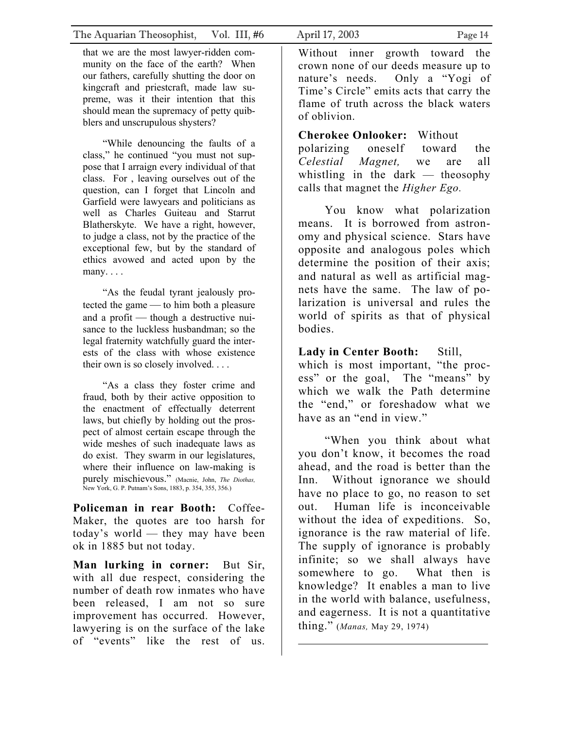that we are the most lawyer-ridden community on the face of the earth? When our fathers, carefully shutting the door on kingcraft and priestcraft, made law supreme, was it their intention that this should mean the supremacy of petty quibblers and unscrupulous shysters?

"While denouncing the faults of a class," he continued "you must not suppose that I arraign every individual of that class. For , leaving ourselves out of the question, can I forget that Lincoln and Garfield were lawyears and politicians as well as Charles Guiteau and Starrut Blatherskyte. We have a right, however, to judge a class, not by the practice of the exceptional few, but by the standard of ethics avowed and acted upon by the many. . . .

"As the feudal tyrant jealously protected the game — to him both a pleasure and a profit — though a destructive nuisance to the luckless husbandman; so the legal fraternity watchfully guard the interests of the class with whose existence their own is so closely involved. . . .

"As a class they foster crime and fraud, both by their active opposition to the enactment of effectually deterrent laws, but chiefly by holding out the prospect of almost certain escape through the wide meshes of such inadequate laws as do exist. They swarm in our legislatures, where their influence on law-making is purely mischievous." (Macnie, John, *The Diothas,* New York, G. P. Putnam's Sons, 1883, p. 354, 355, 356.)

**Policeman in rear Booth:** Coffee-Maker, the quotes are too harsh for today's world — they may have been ok in 1885 but not today.

**Man lurking in corner:** But Sir, with all due respect, considering the number of death row inmates who have been released, I am not so sure improvement has occurred. However, lawyering is on the surface of the lake of "events" like the rest of us. Without inner growth toward the crown none of our deeds measure up to nature's needs. Only a "Yogi of Time's Circle" emits acts that carry the flame of truth across the black waters of oblivion.

**Cherokee Onlooker:** Without polarizing oneself toward the *Celestial Magnet,* we are all whistling in the dark — theosophy calls that magnet the *Higher Ego.*

You know what polarization means. It is borrowed from astronomy and physical science. Stars have opposite and analogous poles which determine the position of their axis; and natural as well as artificial magnets have the same. The law of polarization is universal and rules the world of spirits as that of physical bodies.

**Lady in Center Booth:** Still, which is most important, "the process" or the goal, The "means" by which we walk the Path determine the "end," or foreshadow what we have as an "end in view."

"When you think about what you don't know, it becomes the road ahead, and the road is better than the Inn. Without ignorance we should have no place to go, no reason to set out. Human life is inconceivable without the idea of expeditions. So, ignorance is the raw material of life. The supply of ignorance is probably infinite; so we shall always have somewhere to go. What then is knowledge? It enables a man to live in the world with balance, usefulness, and eagerness. It is not a quantitative thing." (*Manas,* May 29, 1974)

---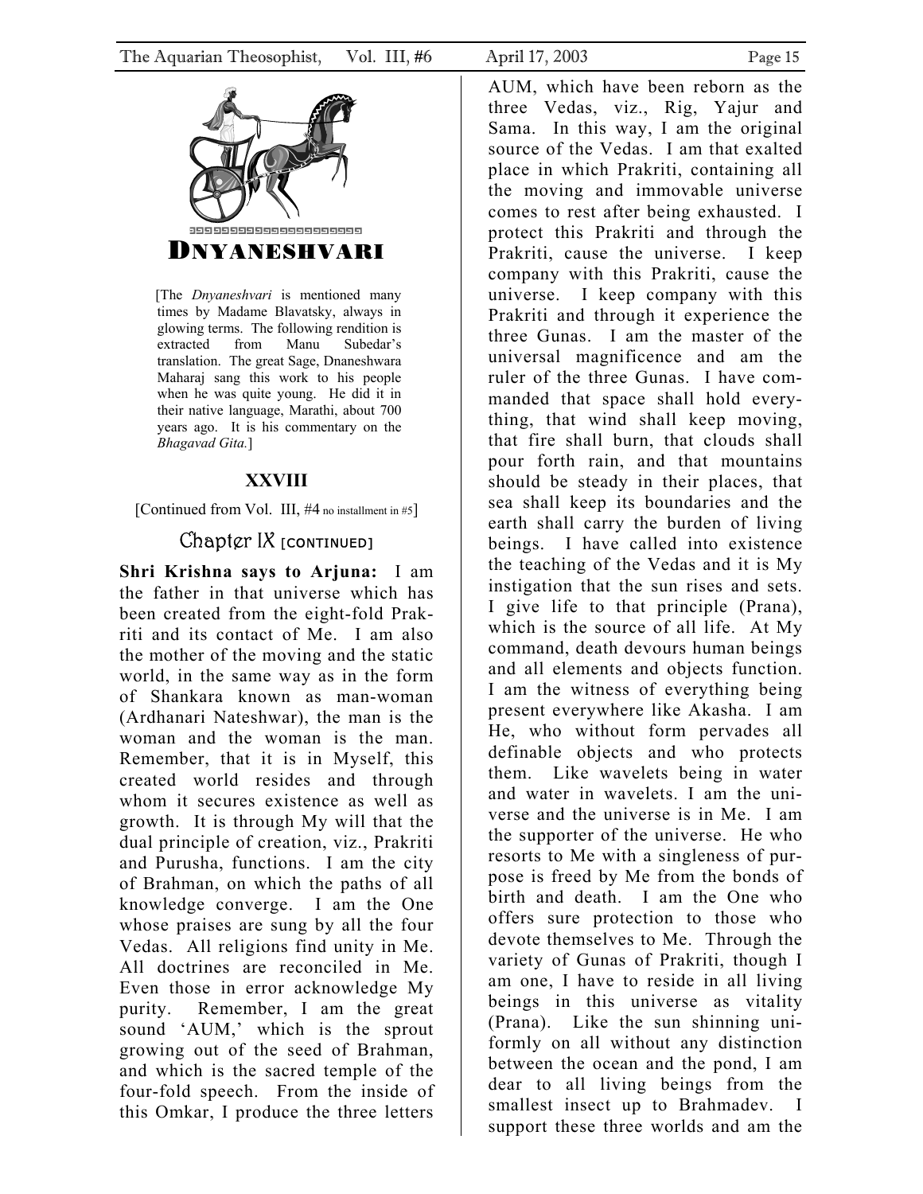# DNYANESHVARI

[The *Dnyaneshvari* is mentioned many times by Madame Blavatsky, always in glowing terms. The following rendition is extracted from Manu Subedar's translation. The great Sage, Dnaneshwara Maharaj sang this work to his people when he was quite young. He did it in their native language, Marathi, about 700 years ago. It is his commentary on the *Bhagavad Gita.*]

### XXVIII

[Continued from Vol. III, #4 no installment in #5]

## Chapter IX [CONTINUED]

**Shri Krishna says to Arjuna:** I am the father in that universe which has been created from the eight-fold Prakriti and its contact of Me. I am also the mother of the moving and the static world, in the same way as in the form of Shankara known as man-woman (Ardhanari Nateshwar), the man is the woman and the woman is the man. Remember, that it is in Myself, this created world resides and through whom it secures existence as well as growth. It is through My will that the dual principle of creation, viz., Prakriti and Purusha, functions. I am the city of Brahman, on which the paths of all knowledge converge. I am the One whose praises are sung by all the four Vedas. All religions find unity in Me. All doctrines are reconciled in Me. Even those in error acknowledge My purity. Remember, I am the great sound 'AUM,' which is the sprout growing out of the seed of Brahman, and which is the sacred temple of the four-fold speech. From the inside of this Omkar, I produce the three letters AUM, which have been reborn as the three Vedas, viz., Rig, Yajur and Sama. In this way, I am the original source of the Vedas. I am that exalted place in which Prakriti, containing all the moving and immovable universe comes to rest after being exhausted. I protect this Prakriti and through the Prakriti, cause the universe. I keep company with this Prakriti, cause the universe. I keep company with this Prakriti and through it experience the three Gunas. I am the master of the universal magnificence and am the ruler of the three Gunas. I have commanded that space shall hold everything, that wind shall keep moving, that fire shall burn, that clouds shall pour forth rain, and that mountains should be steady in their places, that sea shall keep its boundaries and the earth shall carry the burden of living beings. I have called into existence the teaching of the Vedas and it is My instigation that the sun rises and sets. I give life to that principle (Prana), which is the source of all life. At My command, death devours human beings and all elements and objects function. I am the witness of everything being present everywhere like Akasha. I am He, who without form pervades all definable objects and who protects them. Like wavelets being in water and water in wavelets. I am the universe and the universe is in Me. I am the supporter of the universe. He who resorts to Me with a singleness of purpose is freed by Me from the bonds of birth and death. I am the One who offers sure protection to those who devote themselves to Me. Through the variety of Gunas of Prakriti, though I am one, I have to reside in all living beings in this universe as vitality (Prana). Like the sun shinning uniformly on all without any distinction between the ocean and the pond, I am dear to all living beings from the smallest insect up to Brahmadev. I support these three worlds and am the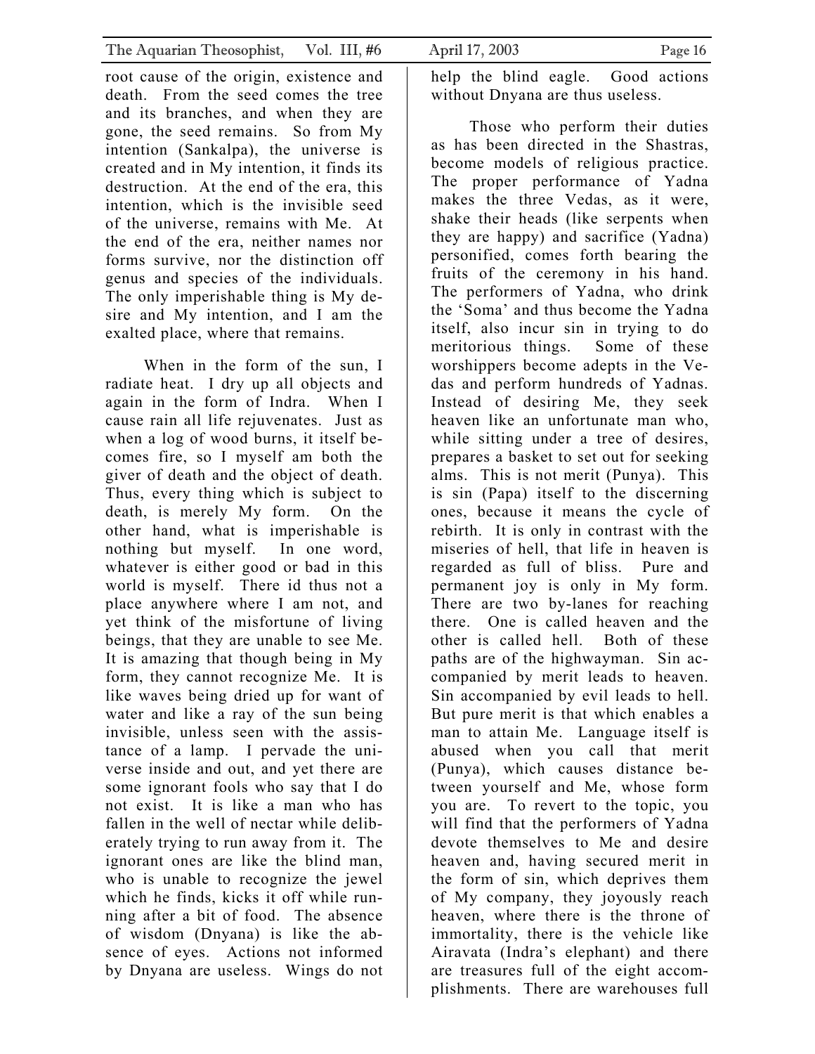root cause of the origin, existence and death. From the seed comes the tree and its branches, and when they are gone, the seed remains. So from My intention (Sankalpa), the universe is created and in My intention, it finds its destruction. At the end of the era, this intention, which is the invisible seed of the universe, remains with Me. At the end of the era, neither names nor forms survive, nor the distinction off genus and species of the individuals. The only imperishable thing is My desire and My intention, and I am the exalted place, where that remains.

When in the form of the sun, I radiate heat. I dry up all objects and again in the form of Indra. When I cause rain all life rejuvenates. Just as when a log of wood burns, it itself becomes fire, so I myself am both the giver of death and the object of death. Thus, every thing which is subject to death, is merely My form. On the other hand, what is imperishable is nothing but myself. In one word, whatever is either good or bad in this world is myself. There id thus not a place anywhere where I am not, and yet think of the misfortune of living beings, that they are unable to see Me. It is amazing that though being in My form, they cannot recognize Me. It is like waves being dried up for want of water and like a ray of the sun being invisible, unless seen with the assistance of a lamp. I pervade the universe inside and out, and yet there are some ignorant fools who say that I do not exist. It is like a man who has fallen in the well of nectar while deliberately trying to run away from it. The ignorant ones are like the blind man, who is unable to recognize the jewel which he finds, kicks it off while running after a bit of food. The absence of wisdom (Dnyana) is like the absence of eyes. Actions not informed by Dnyana are useless. Wings do not help the blind eagle. Good actions without Dnyana are thus useless.

Those who perform their duties as has been directed in the Shastras, become models of religious practice. The proper performance of Yadna makes the three Vedas, as it were, shake their heads (like serpents when they are happy) and sacrifice (Yadna) personified, comes forth bearing the fruits of the ceremony in his hand. The performers of Yadna, who drink the 'Soma' and thus become the Yadna itself, also incur sin in trying to do meritorious things. Some of these worshippers become adepts in the Vedas and perform hundreds of Yadnas. Instead of desiring Me, they seek heaven like an unfortunate man who, while sitting under a tree of desires, prepares a basket to set out for seeking alms. This is not merit (Punya). This is sin (Papa) itself to the discerning ones, because it means the cycle of rebirth. It is only in contrast with the miseries of hell, that life in heaven is regarded as full of bliss. Pure and permanent joy is only in My form. There are two by-lanes for reaching there. One is called heaven and the other is called hell. Both of these paths are of the highwayman. Sin accompanied by merit leads to heaven. Sin accompanied by evil leads to hell. But pure merit is that which enables a man to attain Me. Language itself is abused when you call that merit (Punya), which causes distance between yourself and Me, whose form you are. To revert to the topic, you will find that the performers of Yadna devote themselves to Me and desire heaven and, having secured merit in the form of sin, which deprives them of My company, they joyously reach heaven, where there is the throne of immortality, there is the vehicle like Airavata (Indra's elephant) and there are treasures full of the eight accomplishments. There are warehouses full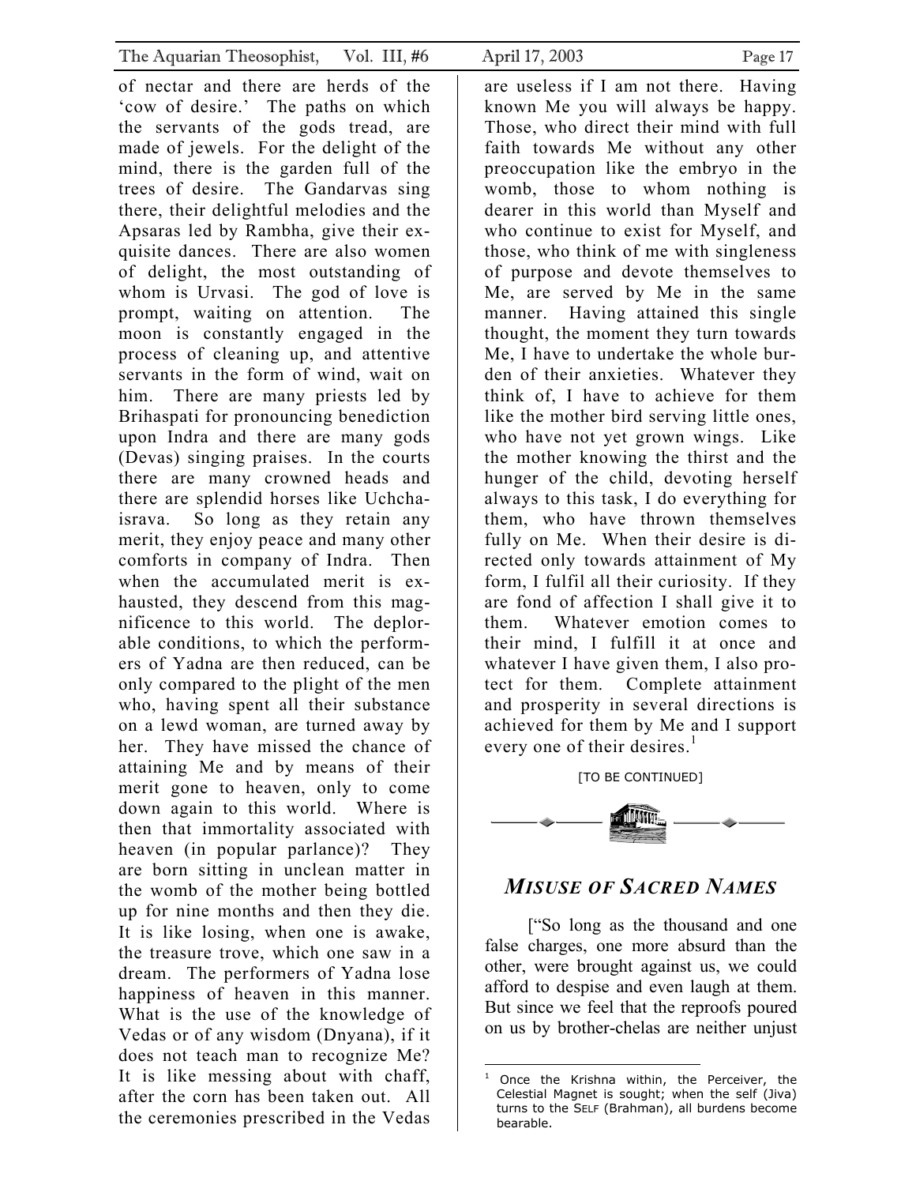of nectar and there are herds of the 'cow of desire.' The paths on which the servants of the gods tread, are made of jewels. For the delight of the mind, there is the garden full of the trees of desire. The Gandarvas sing there, their delightful melodies and the Apsaras led by Rambha, give their exquisite dances. There are also women of delight, the most outstanding of whom is Urvasi. The god of love is prompt, waiting on attention. The moon is constantly engaged in the process of cleaning up, and attentive servants in the form of wind, wait on him. There are many priests led by Brihaspati for pronouncing benediction upon Indra and there are many gods (Devas) singing praises. In the courts there are many crowned heads and there are splendid horses like Uchchaisrava. So long as they retain any merit, they enjoy peace and many other comforts in company of Indra. Then when the accumulated merit is exhausted, they descend from this magnificence to this world. The deplorable conditions, to which the performers of Yadna are then reduced, can be only compared to the plight of the men who, having spent all their substance on a lewd woman, are turned away by her. They have missed the chance of attaining Me and by means of their merit gone to heaven, only to come down again to this world. Where is then that immortality associated with heaven (in popular parlance)? They are born sitting in unclean matter in the womb of the mother being bottled up for nine months and then they die. It is like losing, when one is awake, the treasure trove, which one saw in a dream. The performers of Yadna lose happiness of heaven in this manner. What is the use of the knowledge of Vedas or of any wisdom (Dnyana), if it does not teach man to recognize Me? It is like messing about with chaff, after the corn has been taken out. All the ceremonies prescribed in the Vedas are useless if I am not there. Having known Me you will always be happy. Those, who direct their mind with full faith towards Me without any other preoccupation like the embryo in the womb, those to whom nothing is dearer in this world than Myself and who continue to exist for Myself, and those, who think of me with singleness of purpose and devote themselves to Me, are served by Me in the same manner. Having attained this single thought, the moment they turn towards Me, I have to undertake the whole burden of their anxieties. Whatever they think of, I have to achieve for them like the mother bird serving little ones, who have not yet grown wings. Like the mother knowing the thirst and the hunger of the child, devoting herself always to this task, I do everything for them, who have thrown themselves fully on Me. When their desire is directed only towards attainment of My form, I fulfil all their curiosity. If they are fond of affection I shall give it to them. Whatever emotion comes to their mind, I fulfill it at once and whatever I have given them, I also protect for them. Complete attainment and prosperity in several directions is achieved for them by Me and I support every one of their desires.[1]

[TO BE CONTINUED]

## *MISUSE OF SACRED NAMES*

["So long as the thousand and one false charges, one more absurd than the other, were brought against us, we could afford to despise and even laugh at them. But since we feel that the reproofs poured on us by brother-chelas are neither unjust

---

[1] Once the Krishna within, the Perceiver, the Celestial Magnet is sought; when the self (Jiva) turns to the SELF (Brahman), all burdens become bearable.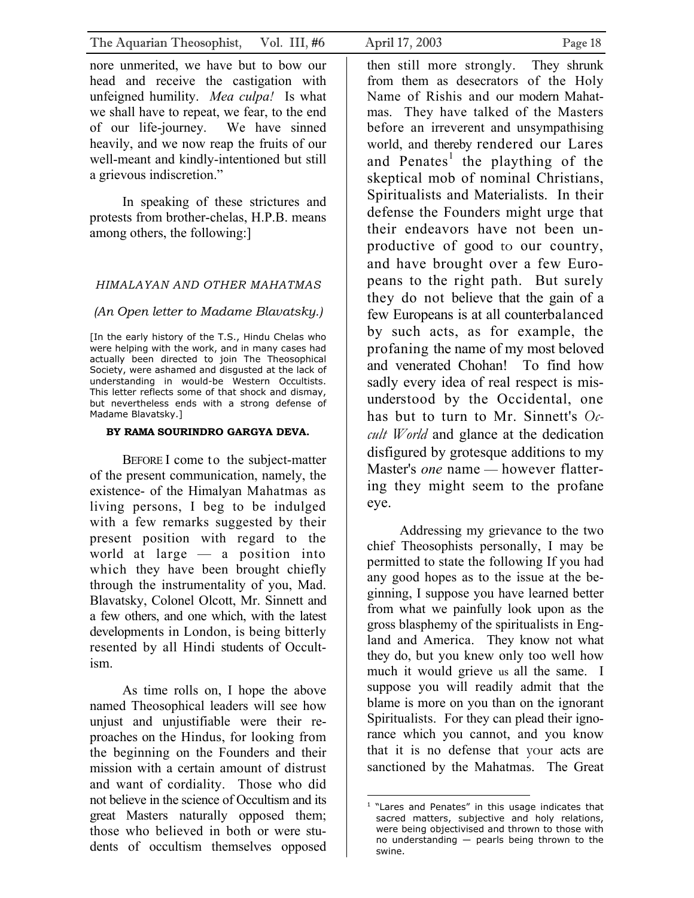nore unmerited, we have but to bow our head and receive the castigation with unfeigned humility. *Mea culpa!* Is what we shall have to repeat, we fear, to the end of our life-journey. We have sinned heavily, and we now reap the fruits of our well-meant and kindly-intentioned but still a grievous indiscretion."

In speaking of these strictures and protests from brother-chelas, H.P.B. means among others, the following:]

### *HIMALAYAN AND OTHER MAHATMAS*

*(An Open letter to Madame Blavatsky.)*

[In the early history of the T.S., Hindu Chelas who were helping with the work, and in many cases had actually been directed to join The Theosophical Society, were ashamed and disgusted at the lack of understanding in would-be Western Occultists. This letter reflects some of that shock and dismay, but nevertheless ends with a strong defense of Madame Blavatsky.]

**BY RAMA SOURINDRO GARGYA DEVA.**

BEFORE I come to the subject-matter of the present communication, namely, the existence- of the Himalyan Mahatmas as living persons, I beg to be indulged with a few remarks suggested by their present position with regard to the world at large — a position into which they have been brought chiefly through the instrumentality of you, Mad. Blavatsky, Colonel Olcott, Mr. Sinnett and a few others, and one which, with the latest developments in London, is being bitterly resented by all Hindi students of Occultism.

As time rolls on, I hope the above named Theosophical leaders will see how unjust and unjustifiable were their reproaches on the Hindus, for looking from the beginning on the Founders and their mission with a certain amount of distrust and want of cordiality. Those who did not believe in the science of Occultism and its great Masters naturally opposed them; those who believed in both or were students of occultism themselves opposed then still more strongly. They shrunk from them as desecrators of the Holy Name of Rishis and our modern Mahatmas. They have talked of the Masters before an irreverent and unsympathising world, and thereby rendered our Lares and Penates[1] the plaything of the skeptical mob of nominal Christians, Spiritualists and Materialists. In their defense the Founders might urge that their endeavors have not been unproductive of good to our country, and have brought over a few Europeans to the right path. But surely they do not believe that the gain of a few Europeans is at all counterbalanced by such acts, as for example, the profaning the name of my most beloved and venerated Chohan! To find how sadly every idea of real respect is misunderstood by the Occidental, one has but to turn to Mr. Sinnett's *Occult World* and glance at the dedication disfigured by grotesque additions to my Master's *one* name — however flattering they might seem to the profane eye.

Addressing my grievance to the two chief Theosophists personally, I may be permitted to state the following If you had any good hopes as to the issue at the beginning, I suppose you have learned better from what we painfully look upon as the gross blasphemy of the spiritualists in England and America. They know not what they do, but you knew only too well how much it would grieve us all the same. I suppose you will readily admit that the blame is more on you than on the ignorant Spiritualists. For they can plead their ignorance which you cannot, and you know that it is no defense that your acts are sanctioned by the Mahatmas. The Great

[1] "Lares and Penates" in this usage indicates that sacred matters, subjective and holy relations, were being objectivised and thrown to those with no understanding — pearls being thrown to the swine.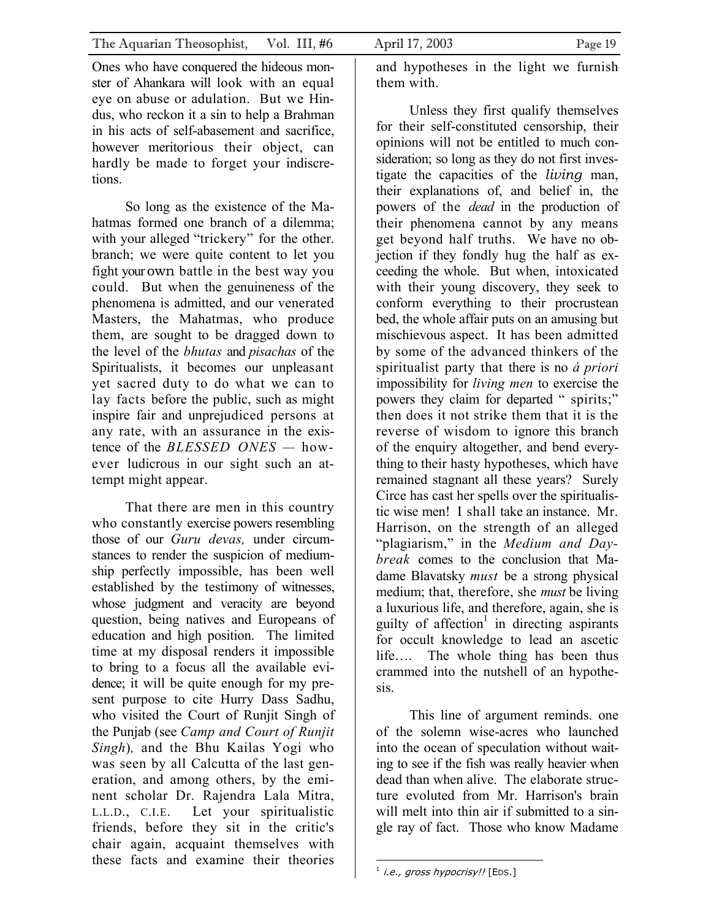Ones who have conquered the hideous monster of Ahankara will look with an equal eye on abuse or adulation. But we Hindus, who reckon it a sin to help a Brahman in his acts of self-abasement and sacrifice, however meritorious their object, can hardly be made to forget your indiscretions.

So long as the existence of the Mahatmas formed one branch of a dilemma; with your alleged "trickery" for the other. branch; we were quite content to let you fight your own battle in the best way you could. But when the genuineness of the phenomena is admitted, and our venerated Masters, the Mahatmas, who produce them, are sought to be dragged down to the level of the *bhutas* and *pisachas* of the Spiritualists, it becomes our unpleasant yet sacred duty to do what we can to lay facts before the public, such as might inspire fair and unprejudiced persons at any rate, with an assurance in the existence of the *BLESSED ONES* — however ludicrous in our sight such an attempt might appear.

That there are men in this country who constantly exercise powers resembling those of our *Guru devas,* under circumstances to render the suspicion of mediumship perfectly impossible, has been well established by the testimony of witnesses, whose judgment and veracity are beyond question, being natives and Europeans of education and high position. The limited time at my disposal renders it impossible to bring to a focus all the available evidence; it will be quite enough for my present purpose to cite Hurry Dass Sadhu, who visited the Court of Runjit Singh of the Punjab (see *Camp and Court of Runjit Singh*), and the Bhu Kailas Yogi who was seen by all Calcutta of the last generation, and among others, by the eminent scholar Dr. Rajendra Lala Mitra, L.L.D., C.I.E. Let your spiritualistic friends, before they sit in the critic's chair again, acquaint themselves with these facts and examine their theories and hypotheses in the light we furnish them with.

Unless they first qualify themselves for their self-constituted censorship, their opinions will not be entitled to much consideration; so long as they do not first investigate the capacities of the *living* man, their explanations of, and belief in, the powers of the *dead* in the production of their phenomena cannot by any means get beyond half truths. We have no objection if they fondly hug the half as exceeding the whole. But when, intoxicated with their young discovery, they seek to conform everything to their procrustean bed, the whole affair puts on an amusing but mischievous aspect. It has been admitted by some of the advanced thinkers of the spiritualist party that there is no *á priori* impossibility for *living men* to exercise the powers they claim for departed " spirits;" then does it not strike them that it is the reverse of wisdom to ignore this branch of the enquiry altogether, and bend everything to their hasty hypotheses, which have remained stagnant all these years? Surely Circe has cast her spells over the spiritualistic wise men! I shall take an instance. Mr. Harrison, on the strength of an alleged "plagiarism," in the *Medium and Daybreak* comes to the conclusion that Madame Blavatsky *must* be a strong physical medium; that, therefore, she *must* be living a luxurious life, and therefore, again, she is guilty of affection[1] in directing aspirants for occult knowledge to lead an ascetic life…. The whole thing has been thus crammed into the nutshell of an hypothesis.

This line of argument reminds. one of the solemn wise-acres who launched into the ocean of speculation without waiting to see if the fish was really heavier when dead than when alive. The elaborate structure evoluted from Mr. Harrison's brain will melt into thin air if submitted to a single ray of fact. Those who know Madame

---

[1] *i.e., gross hypocrisy!!* [EDS.]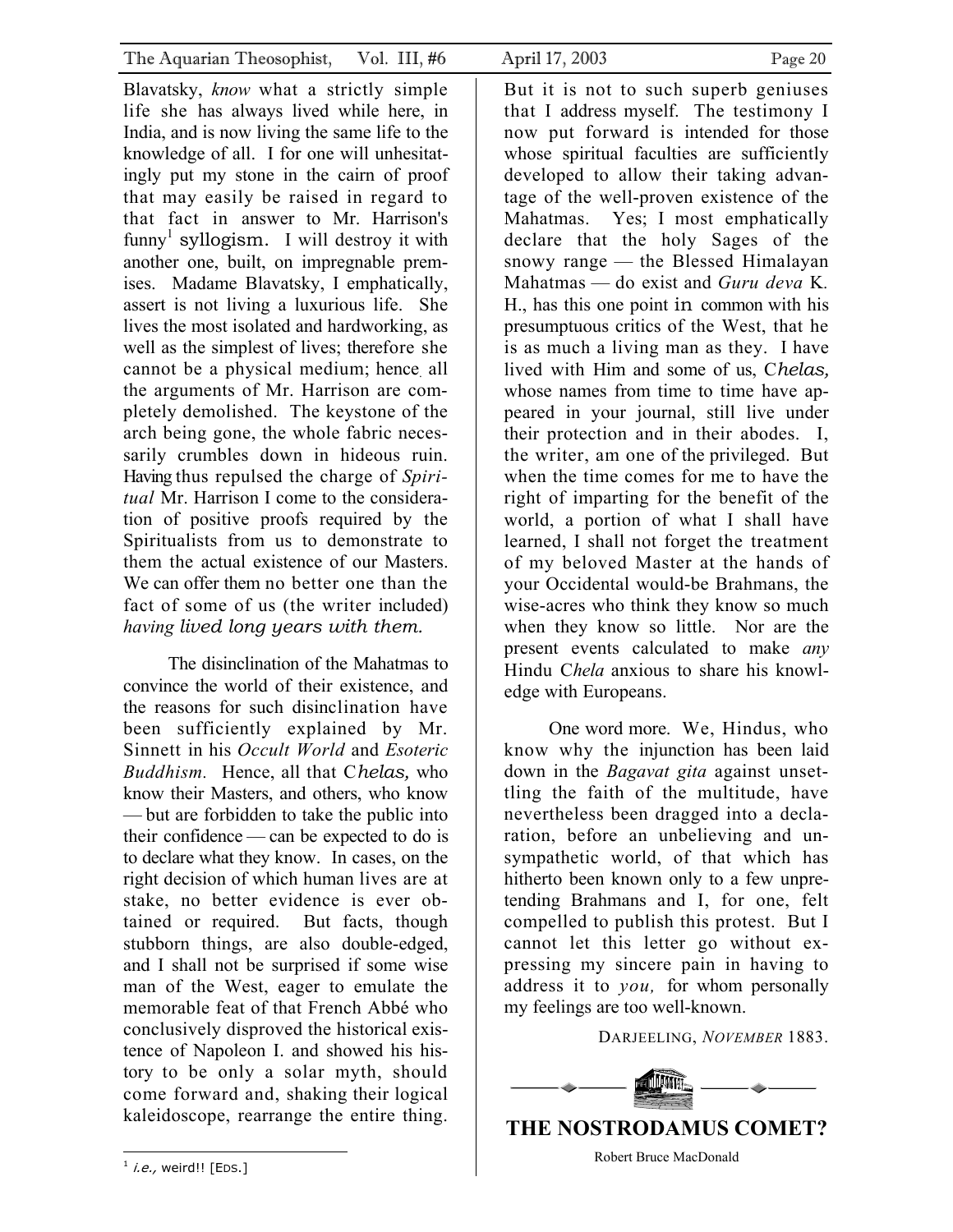Blavatsky, *know* what a strictly simple life she has always lived while here, in India, and is now living the same life to the knowledge of all. I for one will unhesitatingly put my stone in the cairn of proof that may easily be raised in regard to that fact in answer to Mr. Harrison's funny[1] syllogism. I will destroy it with another one, built, on impregnable premises. Madame Blavatsky, I emphatically, assert is not living a luxurious life. She lives the most isolated and hardworking, as well as the simplest of lives; therefore she cannot be a physical medium; hence all the arguments of Mr. Harrison are completely demolished. The keystone of the arch being gone, the whole fabric necessarily crumbles down in hideous ruin. Having thus repulsed the charge of *Spiritual* Mr. Harrison I come to the consideration of positive proofs required by the Spiritualists from us to demonstrate to them the actual existence of our Masters. We can offer them no better one than the fact of some of us (the writer included) *having lived long years with them.*

The disinclination of the Mahatmas to convince the world of their existence, and the reasons for such disinclination have been sufficiently explained by Mr. Sinnett in his *Occult World* and *Esoteric Buddhism.* Hence, all that C*helas,* who know their Masters, and others, who know — but are forbidden to take the public into their confidence — can be expected to do is to declare what they know. In cases, on the right decision of which human lives are at stake, no better evidence is ever obtained or required. But facts, though stubborn things, are also double-edged, and I shall not be surprised if some wise man of the West, eager to emulate the memorable feat of that French Abbé who conclusively disproved the historical existence of Napoleon I. and showed his history to be only a solar myth, should come forward and, shaking their logical kaleidoscope, rearrange the entire thing.

But it is not to such superb geniuses that I address myself. The testimony I now put forward is intended for those whose spiritual faculties are sufficiently developed to allow their taking advantage of the well-proven existence of the Mahatmas. Yes; I most emphatically declare that the holy Sages of the snowy range — the Blessed Himalayan Mahatmas — do exist and *Guru deva* K. H., has this one point in common with his presumptuous critics of the West, that he is as much a living man as they. I have lived with Him and some of us, C*helas,* whose names from time to time have appeared in your journal, still live under their protection and in their abodes. I, the writer, am one of the privileged. But when the time comes for me to have the right of imparting for the benefit of the world, a portion of what I shall have learned, I shall not forget the treatment of my beloved Master at the hands of your Occidental would-be Brahmans, the wise-acres who think they know so much when they know so little. Nor are the present events calculated to make *any* Hindu C*hela* anxious to share his knowledge with Europeans.

One word more. We, Hindus, who know why the injunction has been laid down in the *Bagavat gita* against unsettling the faith of the multitude, have nevertheless been dragged into a declaration, before an unbelieving and unsympathetic world, of that which has hitherto been known only to a few unpretending Brahmans and I, for one, felt compelled to publish this protest. But I cannot let this letter go without expressing my sincere pain in having to address it to *you,* for whom personally my feelings are too well-known.

DARJEELING, *NOVEMBER* 1883.

[1] *i.e.,* weird!! [EDS.]

## THE NOSTRODAMUS COMET?

Robert Bruce MacDonald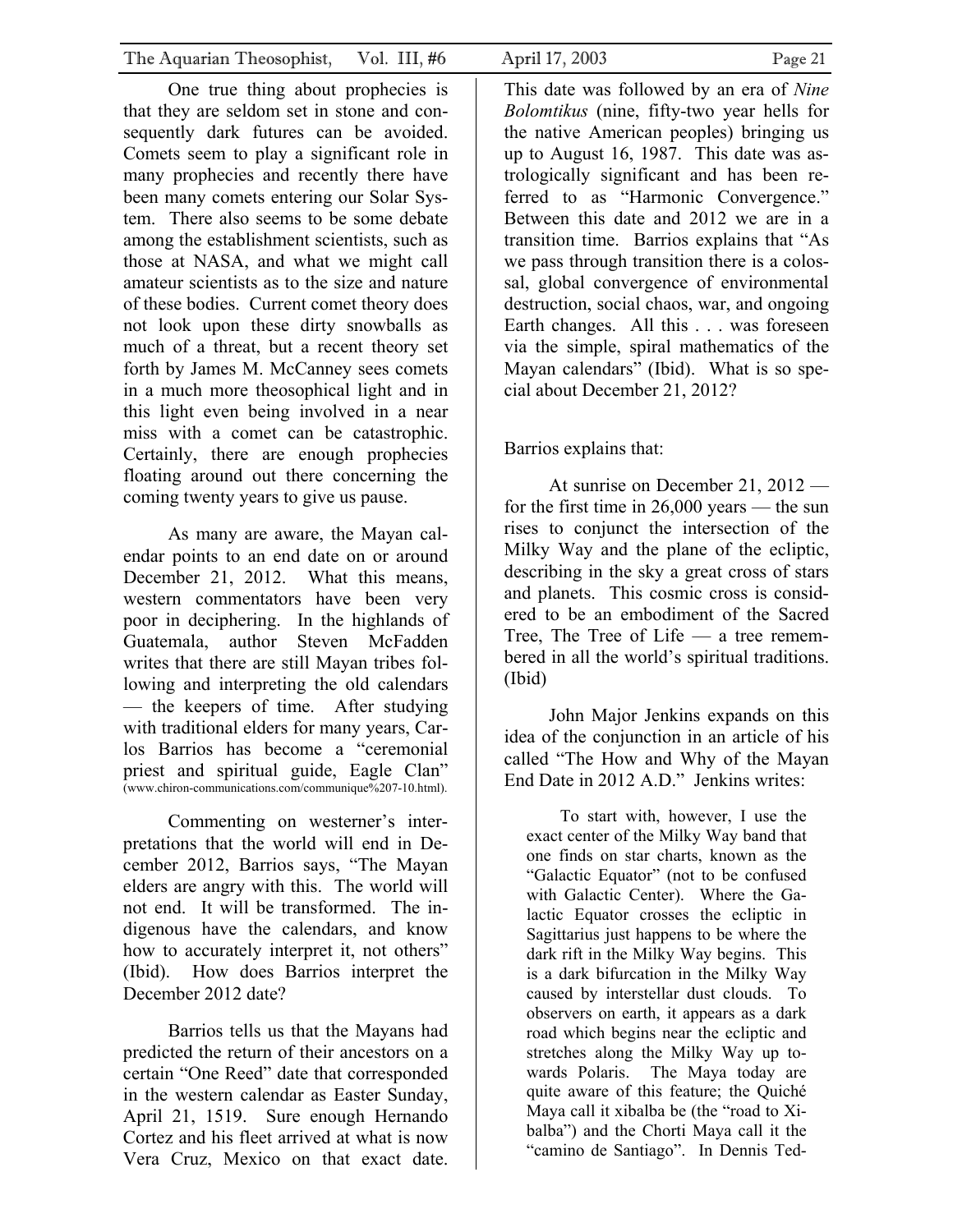One true thing about prophecies is that they are seldom set in stone and consequently dark futures can be avoided. Comets seem to play a significant role in many prophecies and recently there have been many comets entering our Solar System. There also seems to be some debate among the establishment scientists, such as those at NASA, and what we might call amateur scientists as to the size and nature of these bodies. Current comet theory does not look upon these dirty snowballs as much of a threat, but a recent theory set forth by James M. McCanney sees comets in a much more theosophical light and in this light even being involved in a near miss with a comet can be catastrophic. Certainly, there are enough prophecies floating around out there concerning the coming twenty years to give us pause.

As many are aware, the Mayan calendar points to an end date on or around December 21, 2012. What this means, western commentators have been very poor in deciphering. In the highlands of Guatemala, author Steven McFadden writes that there are still Mayan tribes following and interpreting the old calendars — the keepers of time. After studying with traditional elders for many years, Carlos Barrios has become a "ceremonial priest and spiritual guide, Eagle Clan" (www.chiron-communications.com/communique%207-10.html).

Commenting on westerner's interpretations that the world will end in December 2012, Barrios says, "The Mayan elders are angry with this. The world will not end. It will be transformed. The indigenous have the calendars, and know how to accurately interpret it, not others" (Ibid). How does Barrios interpret the December 2012 date?

Barrios tells us that the Mayans had predicted the return of their ancestors on a certain "One Reed" date that corresponded in the western calendar as Easter Sunday, April 21, 1519. Sure enough Hernando Cortez and his fleet arrived at what is now Vera Cruz, Mexico on that exact date. This date was followed by an era of *Nine Bolomtikus* (nine, fifty-two year hells for the native American peoples) bringing us up to August 16, 1987. This date was astrologically significant and has been referred to as "Harmonic Convergence." Between this date and 2012 we are in a transition time. Barrios explains that "As we pass through transition there is a colossal, global convergence of environmental destruction, social chaos, war, and ongoing Earth changes. All this . . . was foreseen via the simple, spiral mathematics of the Mayan calendars" (Ibid). What is so special about December 21, 2012?

Barrios explains that:

> At sunrise on December 21, 2012 — for the first time in 26,000 years — the sun rises to conjunct the intersection of the Milky Way and the plane of the ecliptic, describing in the sky a great cross of stars and planets. This cosmic cross is considered to be an embodiment of the Sacred Tree, The Tree of Life — a tree remembered in all the world's spiritual traditions. (Ibid)

John Major Jenkins expands on this idea of the conjunction in an article of his called "The How and Why of the Mayan End Date in 2012 A.D." Jenkins writes:

> To start with, however, I use the exact center of the Milky Way band that one finds on star charts, known as the "Galactic Equator" (not to be confused with Galactic Center). Where the Galactic Equator crosses the ecliptic in Sagittarius just happens to be where the dark rift in the Milky Way begins. This is a dark bifurcation in the Milky Way caused by interstellar dust clouds. To observers on earth, it appears as a dark road which begins near the ecliptic and stretches along the Milky Way up towards Polaris. The Maya today are quite aware of this feature; the Quiché Maya call it xibalba be (the "road to Xibalba") and the Chorti Maya call it the "camino de Santiago". In Dennis Ted-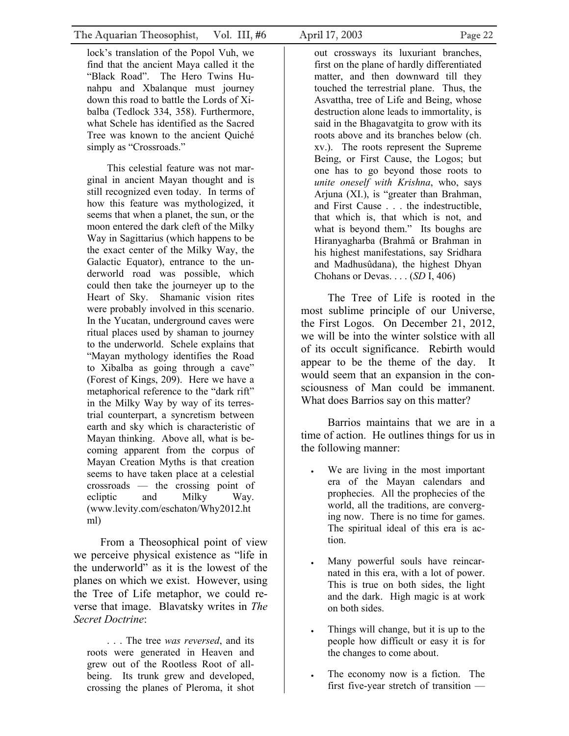lock's translation of the Popol Vuh, we find that the ancient Maya called it the "Black Road". The Hero Twins Hunahpu and Xbalanque must journey down this road to battle the Lords of Xibalba (Tedlock 334, 358). Furthermore, what Schele has identified as the Sacred Tree was known to the ancient Quiché simply as "Crossroads."

> This celestial feature was not marginal in ancient Mayan thought and is still recognized even today. In terms of how this feature was mythologized, it seems that when a planet, the sun, or the moon entered the dark cleft of the Milky Way in Sagittarius (which happens to be the exact center of the Milky Way, the Galactic Equator), entrance to the underworld road was possible, which could then take the journeyer up to the Heart of Sky. Shamanic vision rites were probably involved in this scenario. In the Yucatan, underground caves were ritual places used by shaman to journey to the underworld. Schele explains that "Mayan mythology identifies the Road to Xibalba as going through a cave" (Forest of Kings, 209). Here we have a metaphorical reference to the "dark rift" in the Milky Way by way of its terrestrial counterpart, a syncretism between earth and sky which is characteristic of Mayan thinking. Above all, what is becoming apparent from the corpus of Mayan Creation Myths is that creation seems to have taken place at a celestial crossroads — the crossing point of ecliptic and Milky Way. (www.levity.com/eschaton/Why2012.html)

From a Theosophical point of view we perceive physical existence as "life in the underworld" as it is the lowest of the planes on which we exist. However, using the Tree of Life metaphor, we could reverse that image. Blavatsky writes in *The Secret Doctrine*:

> . . . The tree *was reversed*, and its roots were generated in Heaven and grew out of the Rootless Root of all-being. Its trunk grew and developed, crossing the planes of Pleroma, it shot out crossways its luxuriant branches, first on the plane of hardly differentiated matter, and then downward till they touched the terrestrial plane. Thus, the Asvattha, tree of Life and Being, whose destruction alone leads to immortality, is said in the Bhagavatgita to grow with its roots above and its branches below (ch. xv.). The roots represent the Supreme Being, or First Cause, the Logos; but one has to go beyond those roots to *unite oneself with Krishna*, who, says Arjuna (XI.), is "greater than Brahman, and First Cause . . . the indestructible, that which is, that which is not, and what is beyond them." Its boughs are Hiranyagarba (Brahmâ or Brahman in his highest manifestations, say Sridhara and Madhusûdana), the highest Dhyan Chohans or Devas. . . . (*SD* I, 406)

The Tree of Life is rooted in the most sublime principle of our Universe, the First Logos. On December 21, 2012, we will be into the winter solstice with all of its occult significance. Rebirth would appear to be the theme of the day. It would seem that an expansion in the consciousness of Man could be immanent. What does Barrios say on this matter?

Barrios maintains that we are in a time of action. He outlines things for us in the following manner:

- We are living in the most important era of the Mayan calendars and prophecies. All the prophecies of the world, all the traditions, are converging now. There is no time for games. The spiritual ideal of this era is action.
- Many powerful souls have reincarnated in this era, with a lot of power. This is true on both sides, the light and the dark. High magic is at work on both sides.
- Things will change, but it is up to the people how difficult or easy it is for the changes to come about.
- The economy now is a fiction. The first five-year stretch of transition —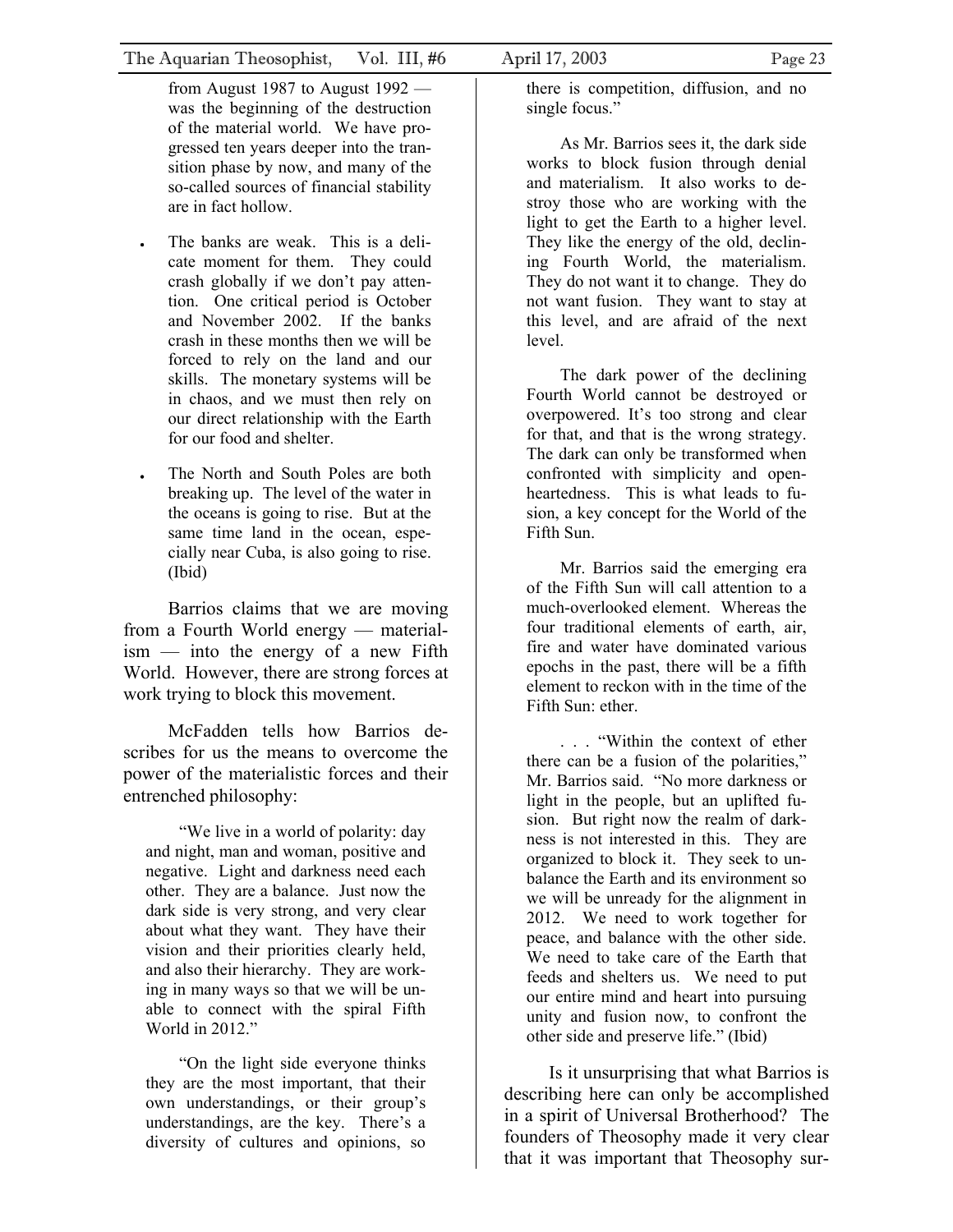from August 1987 to August 1992 — was the beginning of the destruction of the material world. We have progressed ten years deeper into the transition phase by now, and many of the so-called sources of financial stability are in fact hollow.

- The banks are weak. This is a delicate moment for them. They could crash globally if we don't pay attention. One critical period is October and November 2002. If the banks crash in these months then we will be forced to rely on the land and our skills. The monetary systems will be in chaos, and we must then rely on our direct relationship with the Earth for our food and shelter.

- The North and South Poles are both breaking up. The level of the water in the oceans is going to rise. But at the same time land in the ocean, especially near Cuba, is also going to rise. (Ibid)

Barrios claims that we are moving from a Fourth World energy — materialism — into the energy of a new Fifth World. However, there are strong forces at work trying to block this movement.

McFadden tells how Barrios describes for us the means to overcome the power of the materialistic forces and their entrenched philosophy:

> "We live in a world of polarity: day and night, man and woman, positive and negative. Light and darkness need each other. They are a balance. Just now the dark side is very strong, and very clear about what they want. They have their vision and their priorities clearly held, and also their hierarchy. They are working in many ways so that we will be unable to connect with the spiral Fifth World in 2012."
>
> "On the light side everyone thinks they are the most important, that their own understandings, or their group's understandings, are the key. There's a diversity of cultures and opinions, so there is competition, diffusion, and no single focus."
>
> As Mr. Barrios sees it, the dark side works to block fusion through denial and materialism. It also works to destroy those who are working with the light to get the Earth to a higher level. They like the energy of the old, declining Fourth World, the materialism. They do not want it to change. They do not want fusion. They want to stay at this level, and are afraid of the next level.
>
> The dark power of the declining Fourth World cannot be destroyed or overpowered. It's too strong and clear for that, and that is the wrong strategy. The dark can only be transformed when confronted with simplicity and openheartedness. This is what leads to fusion, a key concept for the World of the Fifth Sun.
>
> Mr. Barrios said the emerging era of the Fifth Sun will call attention to a much-overlooked element. Whereas the four traditional elements of earth, air, fire and water have dominated various epochs in the past, there will be a fifth element to reckon with in the time of the Fifth Sun: ether.
>
> . . . "Within the context of ether there can be a fusion of the polarities," Mr. Barrios said. "No more darkness or light in the people, but an uplifted fusion. But right now the realm of darkness is not interested in this. They are organized to block it. They seek to unbalance the Earth and its environment so we will be unready for the alignment in 2012. We need to work together for peace, and balance with the other side. We need to take care of the Earth that feeds and shelters us. We need to put our entire mind and heart into pursuing unity and fusion now, to confront the other side and preserve life." (Ibid)

Is it unsurprising that what Barrios is describing here can only be accomplished in a spirit of Universal Brotherhood? The founders of Theosophy made it very clear that it was important that Theosophy sur-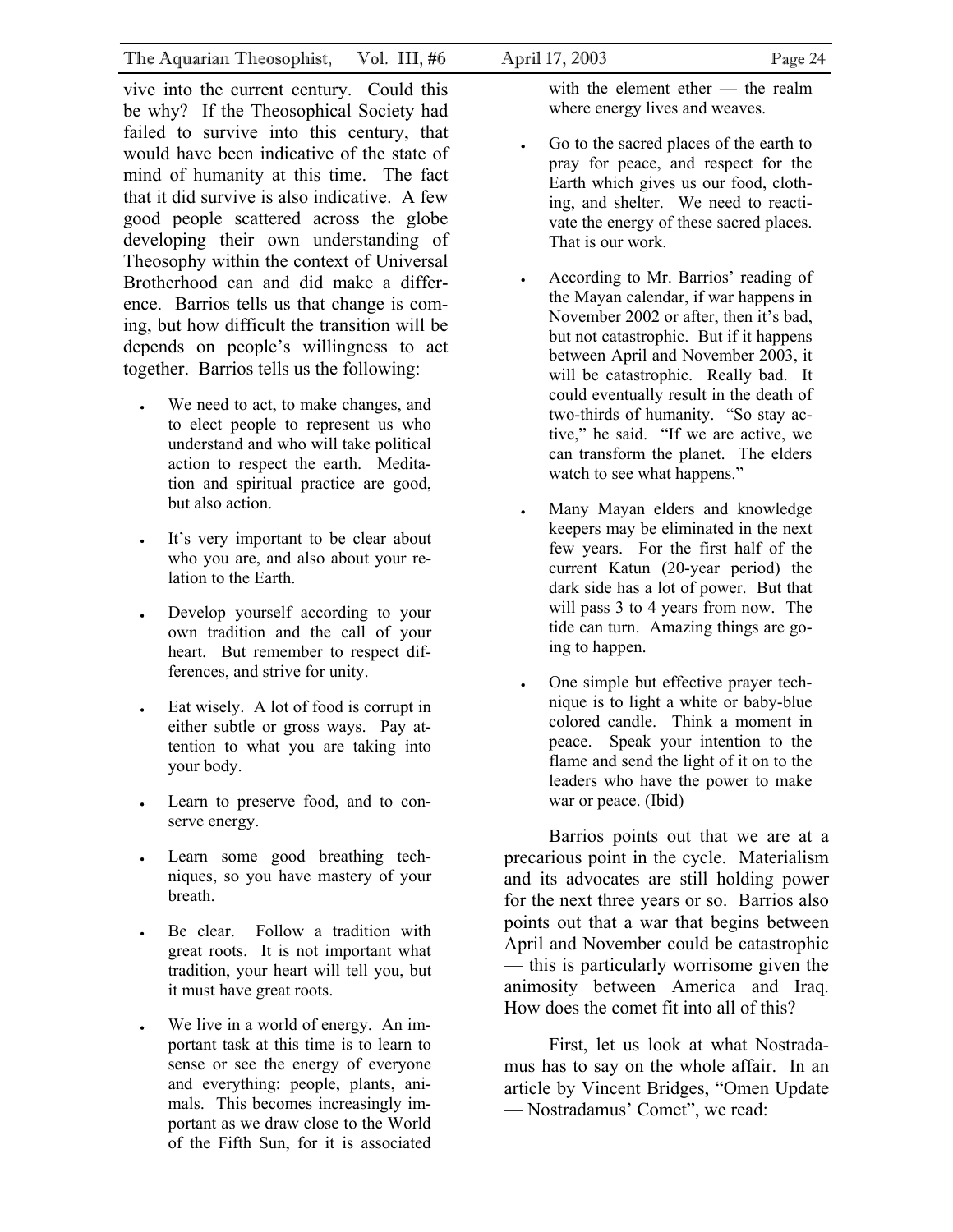vive into the current century. Could this be why? If the Theosophical Society had failed to survive into this century, that would have been indicative of the state of mind of humanity at this time. The fact that it did survive is also indicative. A few good people scattered across the globe developing their own understanding of Theosophy within the context of Universal Brotherhood can and did make a difference. Barrios tells us that change is coming, but how difficult the transition will be depends on people's willingness to act together. Barrios tells us the following:

- We need to act, to make changes, and to elect people to represent us who understand and who will take political action to respect the earth. Meditation and spiritual practice are good, but also action.
- It's very important to be clear about who you are, and also about your relation to the Earth.
- Develop yourself according to your own tradition and the call of your heart. But remember to respect differences, and strive for unity.
- Eat wisely. A lot of food is corrupt in either subtle or gross ways. Pay attention to what you are taking into your body.
- Learn to preserve food, and to conserve energy.
- Learn some good breathing techniques, so you have mastery of your breath.
- Be clear. Follow a tradition with great roots. It is not important what tradition, your heart will tell you, but it must have great roots.
- We live in a world of energy. An important task at this time is to learn to sense or see the energy of everyone and everything: people, plants, animals. This becomes increasingly important as we draw close to the World of the Fifth Sun, for it is associated with the element ether — the realm where energy lives and weaves.
- Go to the sacred places of the earth to pray for peace, and respect for the Earth which gives us our food, clothing, and shelter. We need to reactivate the energy of these sacred places. That is our work.
- According to Mr. Barrios' reading of the Mayan calendar, if war happens in November 2002 or after, then it's bad, but not catastrophic. But if it happens between April and November 2003, it will be catastrophic. Really bad. It could eventually result in the death of two-thirds of humanity. "So stay active," he said. "If we are active, we can transform the planet. The elders watch to see what happens."
- Many Mayan elders and knowledge keepers may be eliminated in the next few years. For the first half of the current Katun (20-year period) the dark side has a lot of power. But that will pass 3 to 4 years from now. The tide can turn. Amazing things are going to happen.
- One simple but effective prayer technique is to light a white or baby-blue colored candle. Think a moment in peace. Speak your intention to the flame and send the light of it on to the leaders who have the power to make war or peace. (Ibid)

Barrios points out that we are at a precarious point in the cycle. Materialism and its advocates are still holding power for the next three years or so. Barrios also points out that a war that begins between April and November could be catastrophic — this is particularly worrisome given the animosity between America and Iraq. How does the comet fit into all of this?

First, let us look at what Nostradamus has to say on the whole affair. In an article by Vincent Bridges, "Omen Update — Nostradamus' Comet", we read: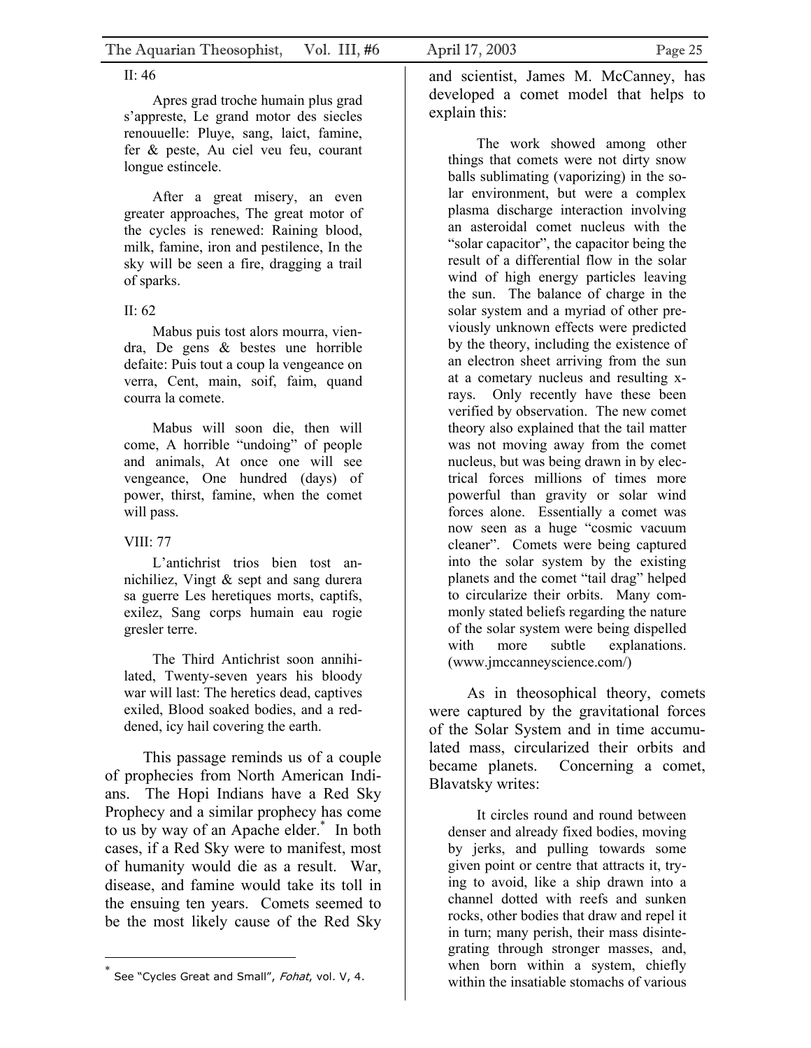II: 46

Apres grad troche humain plus grad s'appreste, Le grand motor des siecles renouuelle: Pluye, sang, laict, famine, fer & peste, Au ciel veu feu, courant longue estincele.

After a great misery, an even greater approaches, The great motor of the cycles is renewed: Raining blood, milk, famine, iron and pestilence, In the sky will be seen a fire, dragging a trail of sparks.

II: 62

Mabus puis tost alors mourra, viendra, De gens & bestes une horrible defaite: Puis tout a coup la vengeance on verra, Cent, main, soif, faim, quand courra la comete.

Mabus will soon die, then will come, A horrible "undoing" of people and animals, At once one will see vengeance, One hundred (days) of power, thirst, famine, when the comet will pass.

VIII: 77

L'antichrist trios bien tost annichiliez, Vingt & sept and sang durera sa guerre Les heretiques morts, captifs, exilez, Sang corps humain eau rogie gresler terre.

The Third Antichrist soon annihilated, Twenty-seven years his bloody war will last: The heretics dead, captives exiled, Blood soaked bodies, and a reddened, icy hail covering the earth.

This passage reminds us of a couple of prophecies from North American Indians. The Hopi Indians have a Red Sky Prophecy and a similar prophecy has come to us by way of an Apache elder.* In both cases, if a Red Sky were to manifest, most of humanity would die as a result. War, disease, and famine would take its toll in the ensuing ten years. Comets seemed to be the most likely cause of the Red Sky and scientist, James M. McCanney, has developed a comet model that helps to explain this:

> The work showed among other things that comets were not dirty snow balls sublimating (vaporizing) in the solar environment, but were a complex plasma discharge interaction involving an asteroidal comet nucleus with the "solar capacitor", the capacitor being the result of a differential flow in the solar wind of high energy particles leaving the sun. The balance of charge in the solar system and a myriad of other previously unknown effects were predicted by the theory, including the existence of an electron sheet arriving from the sun at a cometary nucleus and resulting x-rays. Only recently have these been verified by observation. The new comet theory also explained that the tail matter was not moving away from the comet nucleus, but was being drawn in by electrical forces millions of times more powerful than gravity or solar wind forces alone. Essentially a comet was now seen as a huge "cosmic vacuum cleaner". Comets were being captured into the solar system by the existing planets and the comet "tail drag" helped to circularize their orbits. Many commonly stated beliefs regarding the nature of the solar system were being dispelled with more subtle explanations. (www.jmccanneyscience.com/)

As in theosophical theory, comets were captured by the gravitational forces of the Solar System and in time accumulated mass, circularized their orbits and became planets. Concerning a comet, Blavatsky writes:

> It circles round and round between denser and already fixed bodies, moving by jerks, and pulling towards some given point or centre that attracts it, trying to avoid, like a ship drawn into a channel dotted with reefs and sunken rocks, other bodies that draw and repel it in turn; many perish, their mass disintegrating through stronger masses, and, when born within a system, chiefly within the insatiable stomachs of various

---

\* See "Cycles Great and Small", *Fohat*, vol. V, 4.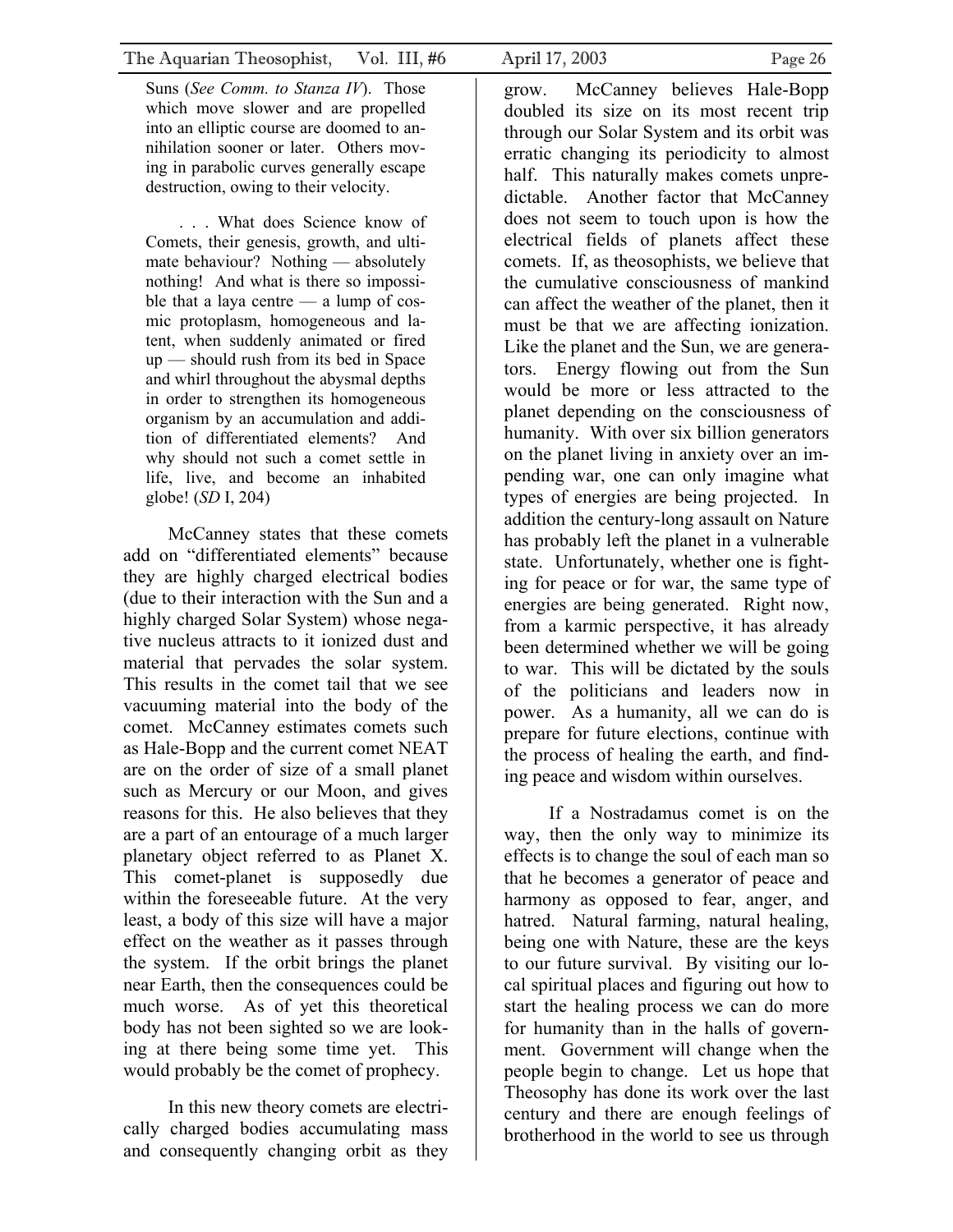Suns (*See Comm. to Stanza IV*). Those which move slower and are propelled into an elliptic course are doomed to annihilation sooner or later. Others moving in parabolic curves generally escape destruction, owing to their velocity.

> . . . What does Science know of Comets, their genesis, growth, and ultimate behaviour? Nothing — absolutely nothing! And what is there so impossible that a laya centre — a lump of cosmic protoplasm, homogeneous and latent, when suddenly animated or fired up — should rush from its bed in Space and whirl throughout the abysmal depths in order to strengthen its homogeneous organism by an accumulation and addition of differentiated elements? And why should not such a comet settle in life, live, and become an inhabited globe! (*SD* I, 204)

McCanney states that these comets add on "differentiated elements" because they are highly charged electrical bodies (due to their interaction with the Sun and a highly charged Solar System) whose negative nucleus attracts to it ionized dust and material that pervades the solar system. This results in the comet tail that we see vacuuming material into the body of the comet. McCanney estimates comets such as Hale-Bopp and the current comet NEAT are on the order of size of a small planet such as Mercury or our Moon, and gives reasons for this. He also believes that they are a part of an entourage of a much larger planetary object referred to as Planet X. This comet-planet is supposedly due within the foreseeable future. At the very least, a body of this size will have a major effect on the weather as it passes through the system. If the orbit brings the planet near Earth, then the consequences could be much worse. As of yet this theoretical body has not been sighted so we are looking at there being some time yet. This would probably be the comet of prophecy.

In this new theory comets are electrically charged bodies accumulating mass and consequently changing orbit as they grow. McCanney believes Hale-Bopp doubled its size on its most recent trip through our Solar System and its orbit was erratic changing its periodicity to almost half. This naturally makes comets unpredictable. Another factor that McCanney does not seem to touch upon is how the electrical fields of planets affect these comets. If, as theosophists, we believe that the cumulative consciousness of mankind can affect the weather of the planet, then it must be that we are affecting ionization. Like the planet and the Sun, we are generators. Energy flowing out from the Sun would be more or less attracted to the planet depending on the consciousness of humanity. With over six billion generators on the planet living in anxiety over an impending war, one can only imagine what types of energies are being projected. In addition the century-long assault on Nature has probably left the planet in a vulnerable state. Unfortunately, whether one is fighting for peace or for war, the same type of energies are being generated. Right now, from a karmic perspective, it has already been determined whether we will be going to war. This will be dictated by the souls of the politicians and leaders now in power. As a humanity, all we can do is prepare for future elections, continue with the process of healing the earth, and finding peace and wisdom within ourselves.

If a Nostradamus comet is on the way, then the only way to minimize its effects is to change the soul of each man so that he becomes a generator of peace and harmony as opposed to fear, anger, and hatred. Natural farming, natural healing, being one with Nature, these are the keys to our future survival. By visiting our local spiritual places and figuring out how to start the healing process we can do more for humanity than in the halls of government. Government will change when the people begin to change. Let us hope that Theosophy has done its work over the last century and there are enough feelings of brotherhood in the world to see us through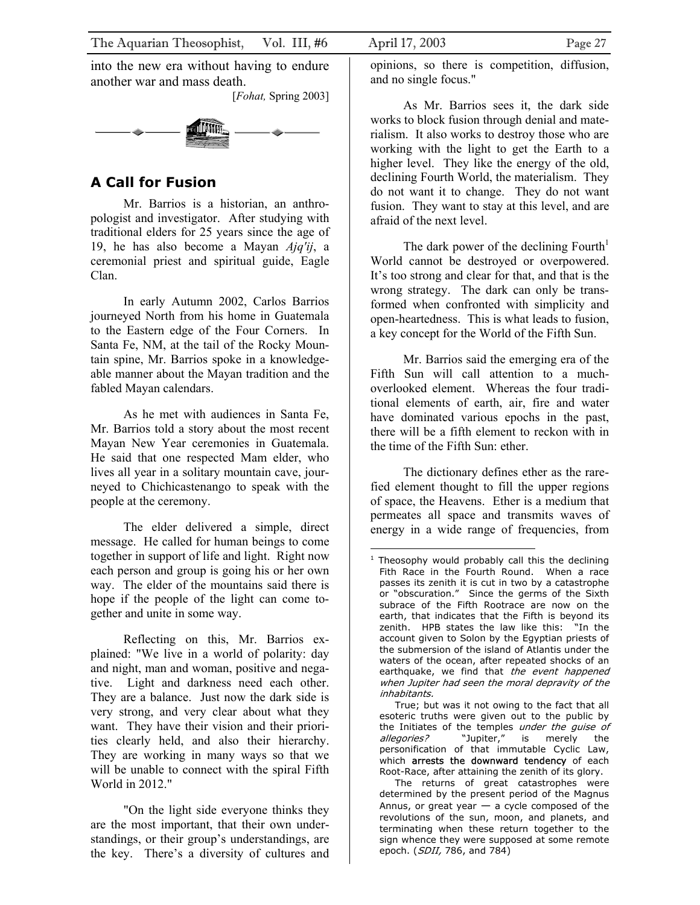into the new era without having to endure another war and mass death.

[*Fohat,* Spring 2003]

## A Call for Fusion

Mr. Barrios is a historian, an anthropologist and investigator. After studying with traditional elders for 25 years since the age of 19, he has also become a Mayan *Ajq'ij*, a ceremonial priest and spiritual guide, Eagle Clan.

In early Autumn 2002, Carlos Barrios journeyed North from his home in Guatemala to the Eastern edge of the Four Corners. In Santa Fe, NM, at the tail of the Rocky Mountain spine, Mr. Barrios spoke in a knowledgeable manner about the Mayan tradition and the fabled Mayan calendars.

As he met with audiences in Santa Fe, Mr. Barrios told a story about the most recent Mayan New Year ceremonies in Guatemala. He said that one respected Mam elder, who lives all year in a solitary mountain cave, journeyed to Chichicastenango to speak with the people at the ceremony.

The elder delivered a simple, direct message. He called for human beings to come together in support of life and light. Right now each person and group is going his or her own way. The elder of the mountains said there is hope if the people of the light can come together and unite in some way.

Reflecting on this, Mr. Barrios explained: "We live in a world of polarity: day and night, man and woman, positive and negative. Light and darkness need each other. They are a balance. Just now the dark side is very strong, and very clear about what they want. They have their vision and their priorities clearly held, and also their hierarchy. They are working in many ways so that we will be unable to connect with the spiral Fifth World in 2012."

"On the light side everyone thinks they are the most important, that their own understandings, or their group's understandings, are the key. There's a diversity of cultures and opinions, so there is competition, diffusion, and no single focus."

As Mr. Barrios sees it, the dark side works to block fusion through denial and materialism. It also works to destroy those who are working with the light to get the Earth to a higher level. They like the energy of the old, declining Fourth World, the materialism. They do not want it to change. They do not want fusion. They want to stay at this level, and are afraid of the next level.

The dark power of the declining Fourth[1] World cannot be destroyed or overpowered. It's too strong and clear for that, and that is the wrong strategy. The dark can only be transformed when confronted with simplicity and open-heartedness. This is what leads to fusion, a key concept for the World of the Fifth Sun.

Mr. Barrios said the emerging era of the Fifth Sun will call attention to a much-overlooked element. Whereas the four traditional elements of earth, air, fire and water have dominated various epochs in the past, there will be a fifth element to reckon with in the time of the Fifth Sun: ether.

The dictionary defines ether as the rarefied element thought to fill the upper regions of space, the Heavens. Ether is a medium that permeates all space and transmits waves of energy in a wide range of frequencies, from

---

[1] Theosophy would probably call this the declining Fith Race in the Fourth Round. When a race passes its zenith it is cut in two by a catastrophe or "obscuration." Since the germs of the Sixth subrace of the Fifth Rootrace are now on the earth, that indicates that the Fifth is beyond its zenith. HPB states the law like this: "In the account given to Solon by the Egyptian priests of the submersion of the island of Atlantis under the waters of the ocean, after repeated shocks of an earthquake, we find that *the event happened when Jupiter had seen the moral depravity of the inhabitants.*

True; but was it not owing to the fact that all esoteric truths were given out to the public by the Initiates of the temples *under the guise of allegories?* "Jupiter," is merely the personification of that immutable Cyclic Law, which **arrests the downward tendency** of each Root-Race, after attaining the zenith of its glory.

The returns of great catastrophes were determined by the present period of the Magnus Annus, or great year — a cycle composed of the revolutions of the sun, moon, and planets, and terminating when these return together to the sign whence they were supposed at some remote epoch. (*SDII,* 786, and 784)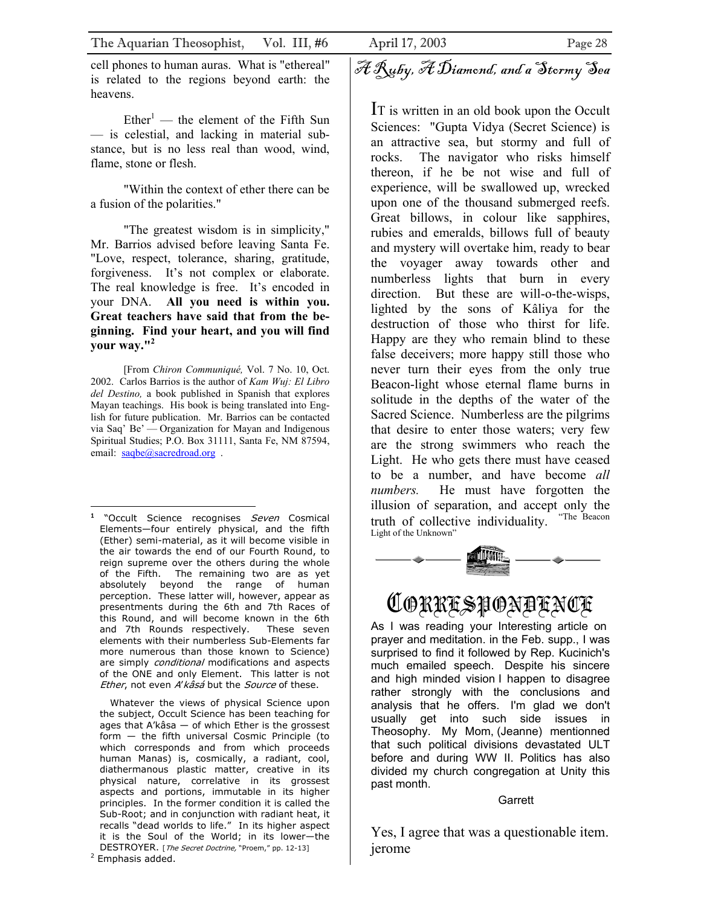cell phones to human auras. What is "ethereal" is related to the regions beyond earth: the heavens.

Ether[1] — the element of the Fifth Sun — is celestial, and lacking in material substance, but is no less real than wood, wind, flame, stone or flesh.

"Within the context of ether there can be a fusion of the polarities."

"The greatest wisdom is in simplicity," Mr. Barrios advised before leaving Santa Fe. "Love, respect, tolerance, sharing, gratitude, forgiveness. It's not complex or elaborate. The real knowledge is free. It's encoded in your DNA. **All you need is within you. Great teachers have said that from the beginning. Find your heart, and you will find your way."**[2]

[From *Chiron Communiqué,* Vol. 7 No. 10, Oct. 2002. Carlos Barrios is the author of *Kam Wuj: El Libro del Destino,* a book published in Spanish that explores Mayan teachings. His book is being translated into English for future publication. Mr. Barrios can be contacted via Saq' Be' — Organization for Mayan and Indigenous Spiritual Studies; P.O. Box 31111, Santa Fe, NM 87594, email: saqbe@sacredroad.org .

[1] "Occult Science recognises *Seven* Cosmical Elements—four entirely physical, and the fifth (Ether) semi-material, as it will become visible in the air towards the end of our Fourth Round, to reign supreme over the others during the whole of the Fifth. The remaining two are as yet absolutely beyond the range of human perception. These latter will, however, appear as presentments during the 6th and 7th Races of this Round, and will become known in the 6th and 7th Rounds respectively. These seven elements with their numberless Sub-Elements far more numerous than those known to Science) are simply *conditional* modifications and aspects of the ONE and only Element. This latter is not *Ether*, not even *A'kâsá* but the *Source* of these.

Whatever the views of physical Science upon the subject, Occult Science has been teaching for ages that A'kâsa — of which Ether is the grossest form — the fifth universal Cosmic Principle (to which corresponds and from which proceeds human Manas) is, cosmically, a radiant, cool, diathermanous plastic matter, creative in its physical nature, correlative in its grossest aspects and portions, immutable in its higher principles. In the former condition it is called the Sub-Root; and in conjunction with radiant heat, it recalls "dead worlds to life." In its higher aspect it is the Soul of the World; in its lower—the DESTROYER. [*The Secret Doctrine,* "Proem," pp. 12-13]

[2] Emphasis added.

## A Ruby, A Diamond, and a Stormy Sea

IT is written in an old book upon the Occult Sciences: "Gupta Vidya (Secret Science) is an attractive sea, but stormy and full of rocks. The navigator who risks himself thereon, if he be not wise and full of experience, will be swallowed up, wrecked upon one of the thousand submerged reefs. Great billows, in colour like sapphires, rubies and emeralds, billows full of beauty and mystery will overtake him, ready to bear the voyager away towards other and numberless lights that burn in every direction. But these are will-o-the-wisps, lighted by the sons of Kâliya for the destruction of those who thirst for life. Happy are they who remain blind to these false deceivers; more happy still those who never turn their eyes from the only true Beacon-light whose eternal flame burns in solitude in the depths of the water of the Sacred Science. Numberless are the pilgrims that desire to enter those waters; very few are the strong swimmers who reach the Light. He who gets there must have ceased to be a number, and have become *all numbers.* He must have forgotten the illusion of separation, and accept only the truth of collective individuality. "The Beacon Light of the Unknown"

## CORRESPONDENCE

As I was reading your Interesting article on prayer and meditation. in the Feb. supp., I was surprised to find it followed by Rep. Kucinich's much emailed speech. Despite his sincere and high minded vision I happen to disagree rather strongly with the conclusions and analysis that he offers. I'm glad we don't usually get into such side issues in Theosophy. My Mom, (Jeanne) mentionned that such political divisions devastated ULT before and during WW II. Politics has also divided my church congregation at Unity this past month.

Garrett

Yes, I agree that was a questionable item.
jerome